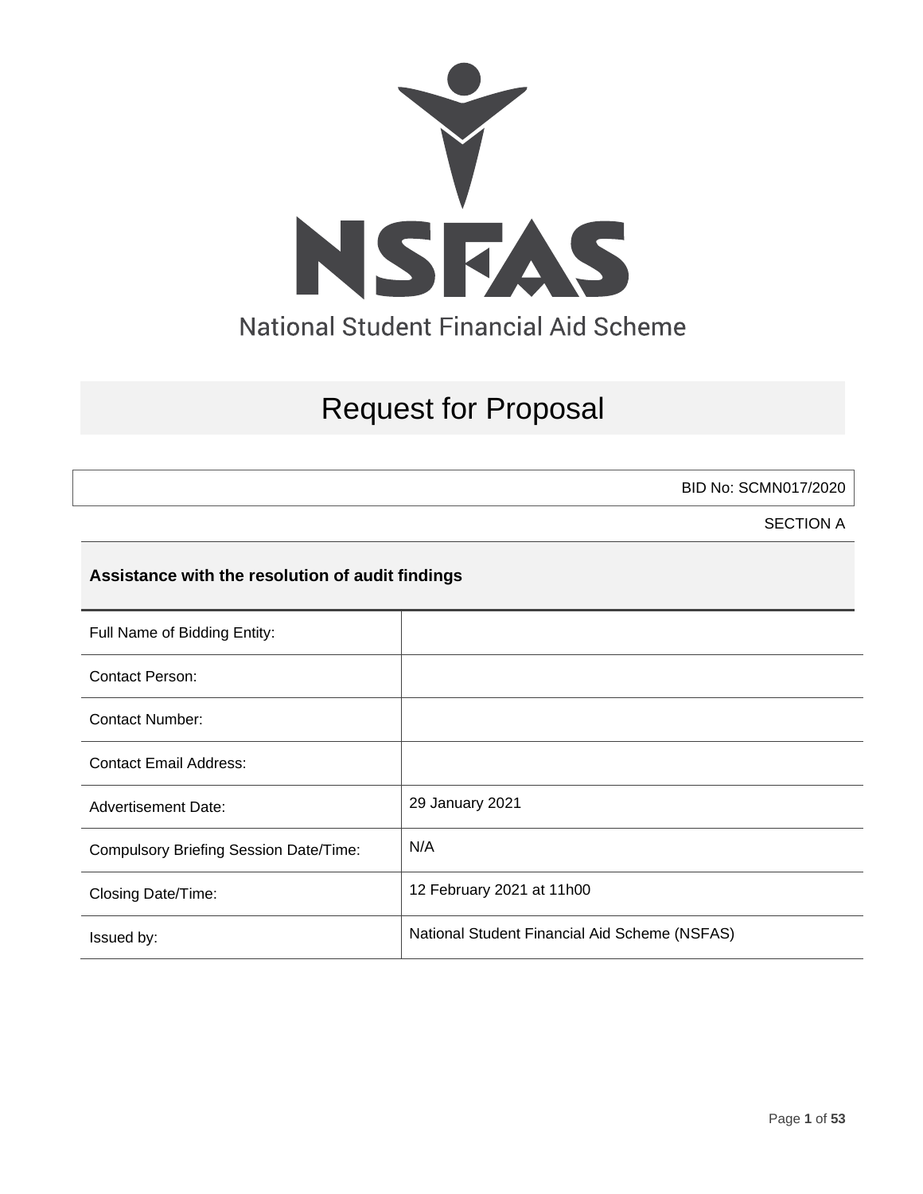NSFAS

National Student Financial Aid Scheme

# Request for Proposal

BID No: SCMN017/2020

SECTION A

## Assistance with the resolution of audit findings

| | |
|---|---|
| Full Name of Bidding Entity: | |
| Contact Person: | |
| Contact Number: | |
| Contact Email Address: | |
| Advertisement Date: | 29 January 2021 |
| Compulsory Briefing Session Date/Time: | N/A |
| Closing Date/Time: | 12 February 2021 at 11h00 |
| Issued by: | National Student Financial Aid Scheme (NSFAS) |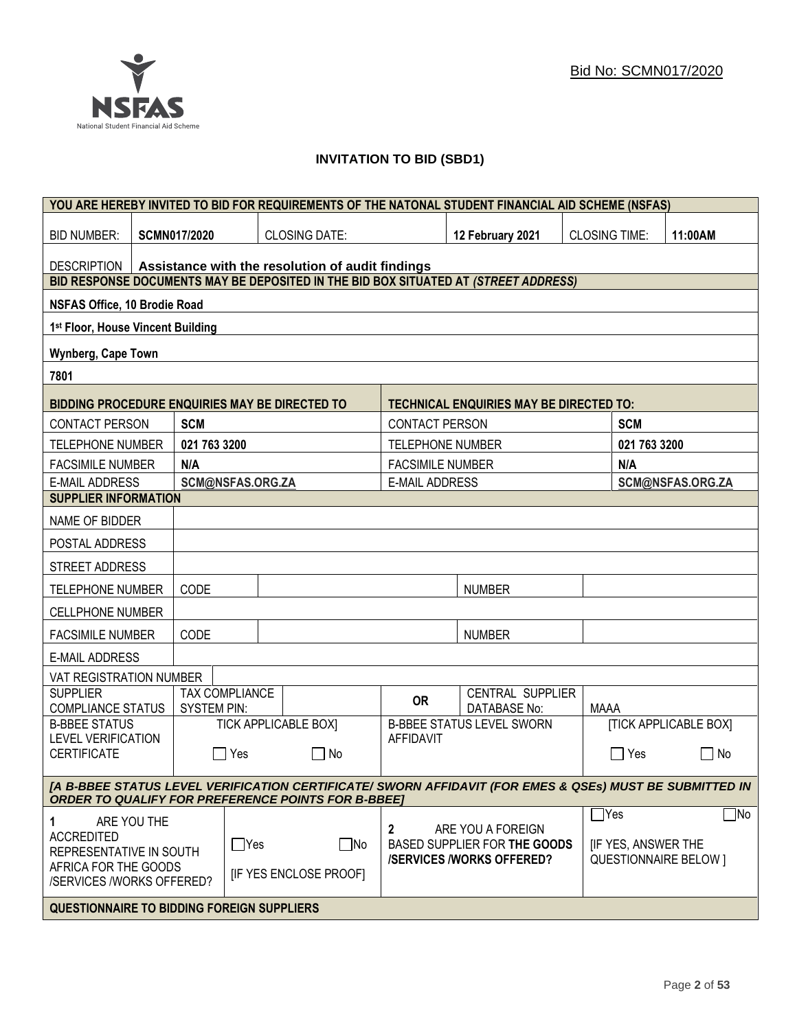Bid No: SCMN017/2020

# INVITATION TO BID (SBD1)

| YOU ARE HEREBY INVITED TO BID FOR REQUIREMENTS OF THE NATONAL STUDENT FINANCIAL AID SCHEME (NSFAS) | | | | | |
|---|---|---|---|---|---|
| BID NUMBER: | **SCMN017/2020** | CLOSING DATE: | **12 February 2021** | CLOSING TIME: | **11:00AM** |
| DESCRIPTION | **Assistance with the resolution of audit findings** | | | | |

| BID RESPONSE DOCUMENTS MAY BE DEPOSITED IN THE BID BOX SITUATED AT *(STREET ADDRESS)* |
|---|
| **NSFAS Office, 10 Brodie Road** |
| **1st Floor, House Vincent Building** |
| **Wynberg, Cape Town** |
| **7801** |

| BIDDING PROCEDURE ENQUIRIES MAY BE DIRECTED TO | | TECHNICAL ENQUIRIES MAY BE DIRECTED TO: | |
|---|---|---|---|
| CONTACT PERSON | **SCM** | CONTACT PERSON | **SCM** |
| TELEPHONE NUMBER | **021 763 3200** | TELEPHONE NUMBER | **021 763 3200** |
| FACSIMILE NUMBER | **N/A** | FACSIMILE NUMBER | **N/A** |
| E-MAIL ADDRESS | **SCM@NSFAS.ORG.ZA** | E-MAIL ADDRESS | **SCM@NSFAS.ORG.ZA** |

| SUPPLIER INFORMATION | | | | | |
|---|---|---|---|---|---|
| NAME OF BIDDER | | | | | |
| POSTAL ADDRESS | | | | | |
| STREET ADDRESS | | | | | |
| TELEPHONE NUMBER | CODE | | NUMBER | | |
| CELLPHONE NUMBER | | | | | |
| FACSIMILE NUMBER | CODE | | NUMBER | | |
| E-MAIL ADDRESS | | | | | |
| VAT REGISTRATION NUMBER | | | | | |
| SUPPLIER COMPLIANCE STATUS | TAX COMPLIANCE SYSTEM PIN: | | **OR** | CENTRAL SUPPLIER DATABASE No: | MAAA |
| B-BBEE STATUS LEVEL VERIFICATION CERTIFICATE | TICK APPLICABLE BOX] ☐ Yes ☐ No | | B-BBEE STATUS LEVEL SWORN AFFIDAVIT | | [TICK APPLICABLE BOX] ☐ Yes ☐ No |

***[A B-BBEE STATUS LEVEL VERIFICATION CERTIFICATE/ SWORN AFFIDAVIT (FOR EMES & QSEs) MUST BE SUBMITTED IN ORDER TO QUALIFY FOR PREFERENCE POINTS FOR B-BBEE]***

| 1 ARE YOU THE ACCREDITED REPRESENTATIVE IN SOUTH AFRICA FOR THE GOODS /SERVICES /WORKS OFFERED? | ☐Yes ☐No [IF YES ENCLOSE PROOF] | 2 ARE YOU A FOREIGN BASED SUPPLIER FOR **THE GOODS /SERVICES /WORKS OFFERED?** | ☐Yes ☐No [IF YES, ANSWER THE QUESTIONNAIRE BELOW ] |
|---|---|---|---|

**QUESTIONNAIRE TO BIDDING FOREIGN SUPPLIERS**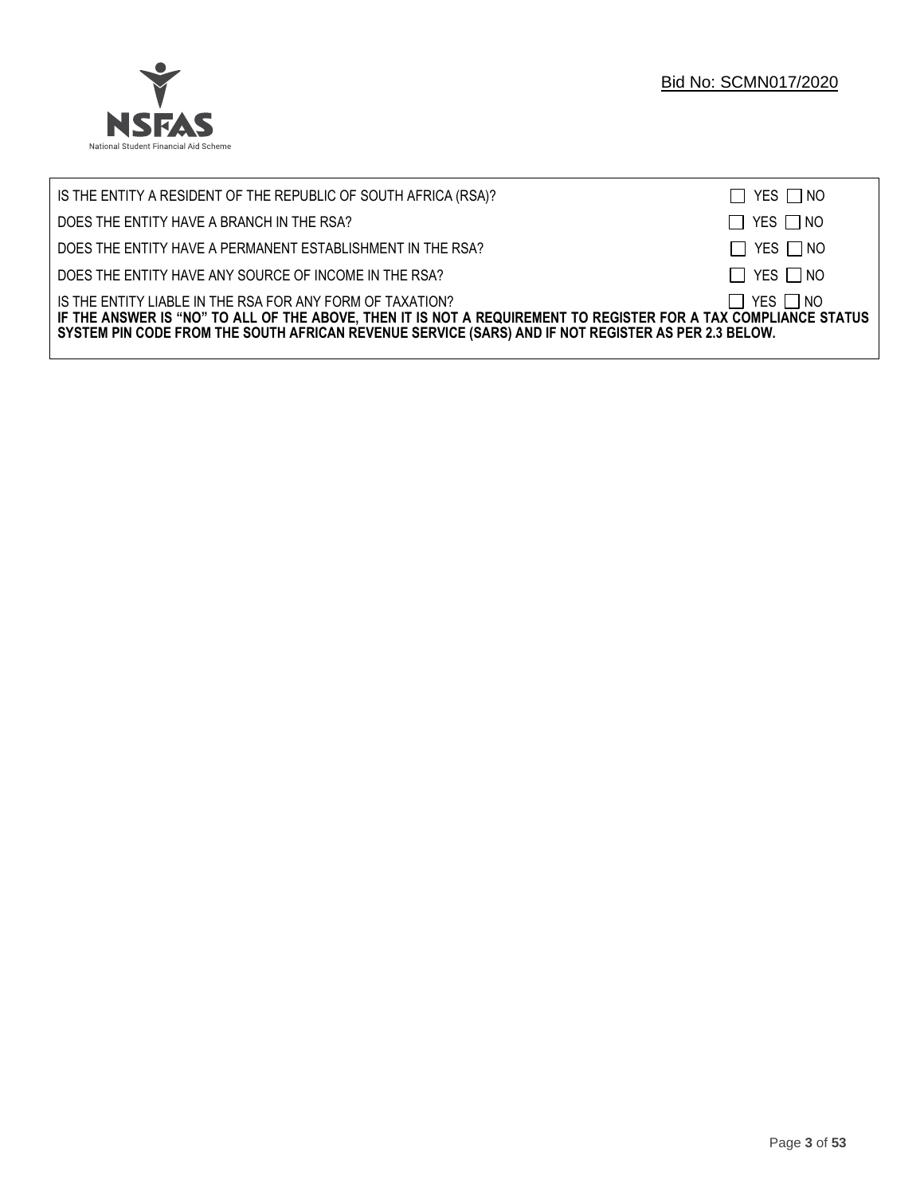| | |
|---|---|
| IS THE ENTITY A RESIDENT OF THE REPUBLIC OF SOUTH AFRICA (RSA)? | ☐ YES ☐ NO |
| DOES THE ENTITY HAVE A BRANCH IN THE RSA? | ☐ YES ☐ NO |
| DOES THE ENTITY HAVE A PERMANENT ESTABLISHMENT IN THE RSA? | ☐ YES ☐ NO |
| DOES THE ENTITY HAVE ANY SOURCE OF INCOME IN THE RSA? | ☐ YES ☐ NO |
| IS THE ENTITY LIABLE IN THE RSA FOR ANY FORM OF TAXATION? | ☐ YES ☐ NO |

**IF THE ANSWER IS "NO" TO ALL OF THE ABOVE, THEN IT IS NOT A REQUIREMENT TO REGISTER FOR A TAX COMPLIANCE STATUS SYSTEM PIN CODE FROM THE SOUTH AFRICAN REVENUE SERVICE (SARS) AND IF NOT REGISTER AS PER 2.3 BELOW.**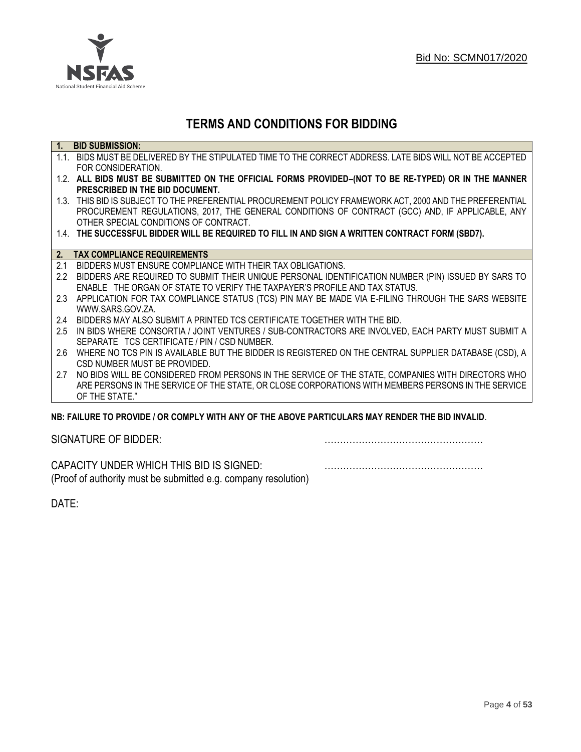Bid No: SCMN017/2020

# TERMS AND CONDITIONS FOR BIDDING

**1. BID SUBMISSION:**

1.1. BIDS MUST BE DELIVERED BY THE STIPULATED TIME TO THE CORRECT ADDRESS. LATE BIDS WILL NOT BE ACCEPTED FOR CONSIDERATION.

1.2. **ALL BIDS MUST BE SUBMITTED ON THE OFFICIAL FORMS PROVIDED–(NOT TO BE RE-TYPED) OR IN THE MANNER PRESCRIBED IN THE BID DOCUMENT.**

1.3. THIS BID IS SUBJECT TO THE PREFERENTIAL PROCUREMENT POLICY FRAMEWORK ACT, 2000 AND THE PREFERENTIAL PROCUREMENT REGULATIONS, 2017, THE GENERAL CONDITIONS OF CONTRACT (GCC) AND, IF APPLICABLE, ANY OTHER SPECIAL CONDITIONS OF CONTRACT.

1.4. **THE SUCCESSFUL BIDDER WILL BE REQUIRED TO FILL IN AND SIGN A WRITTEN CONTRACT FORM (SBD7).**

**2. TAX COMPLIANCE REQUIREMENTS**

2.1 BIDDERS MUST ENSURE COMPLIANCE WITH THEIR TAX OBLIGATIONS.

2.2 BIDDERS ARE REQUIRED TO SUBMIT THEIR UNIQUE PERSONAL IDENTIFICATION NUMBER (PIN) ISSUED BY SARS TO ENABLE THE ORGAN OF STATE TO VERIFY THE TAXPAYER'S PROFILE AND TAX STATUS.

2.3 APPLICATION FOR TAX COMPLIANCE STATUS (TCS) PIN MAY BE MADE VIA E-FILING THROUGH THE SARS WEBSITE WWW.SARS.GOV.ZA.

2.4 BIDDERS MAY ALSO SUBMIT A PRINTED TCS CERTIFICATE TOGETHER WITH THE BID.

2.5 IN BIDS WHERE CONSORTIA / JOINT VENTURES / SUB-CONTRACTORS ARE INVOLVED, EACH PARTY MUST SUBMIT A SEPARATE TCS CERTIFICATE / PIN / CSD NUMBER.

2.6 WHERE NO TCS PIN IS AVAILABLE BUT THE BIDDER IS REGISTERED ON THE CENTRAL SUPPLIER DATABASE (CSD), A CSD NUMBER MUST BE PROVIDED.

2.7 NO BIDS WILL BE CONSIDERED FROM PERSONS IN THE SERVICE OF THE STATE, COMPANIES WITH DIRECTORS WHO ARE PERSONS IN THE SERVICE OF THE STATE, OR CLOSE CORPORATIONS WITH MEMBERS PERSONS IN THE SERVICE OF THE STATE."

**NB: FAILURE TO PROVIDE / OR COMPLY WITH ANY OF THE ABOVE PARTICULARS MAY RENDER THE BID INVALID**.

SIGNATURE OF BIDDER: ……………………………………………

CAPACITY UNDER WHICH THIS BID IS SIGNED: ……………………………………………
(Proof of authority must be submitted e.g. company resolution)

DATE: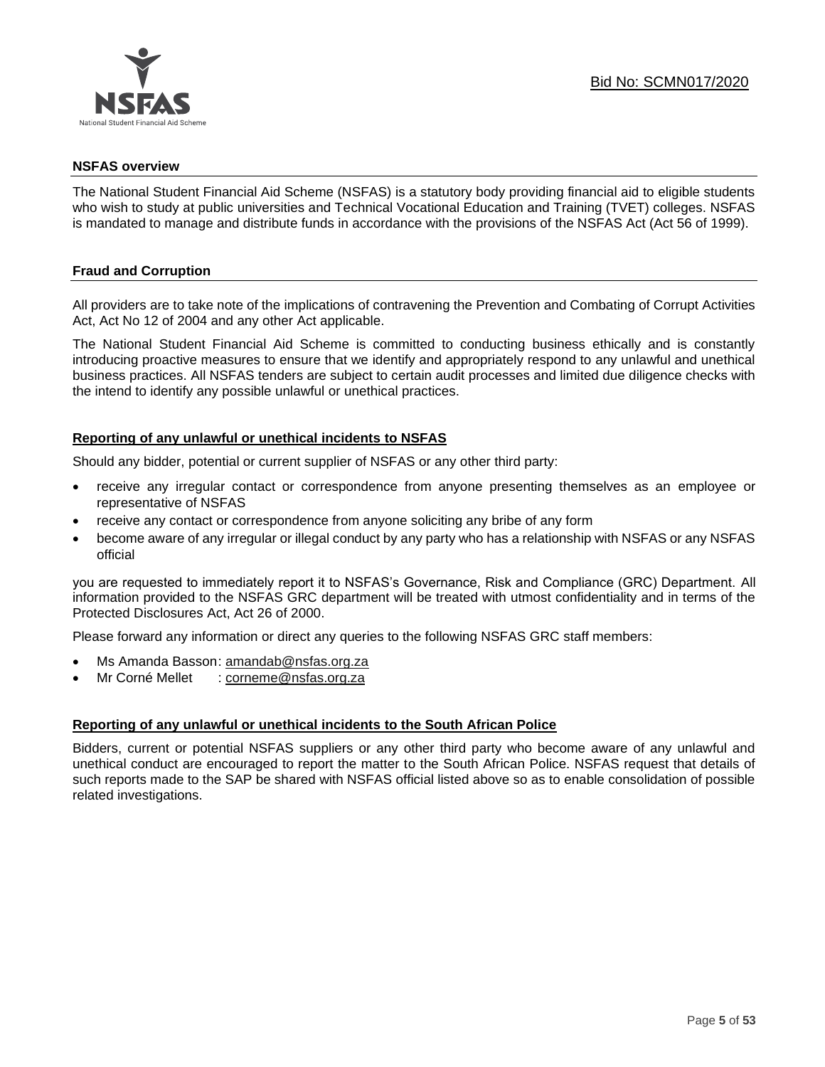## NSFAS overview

The National Student Financial Aid Scheme (NSFAS) is a statutory body providing financial aid to eligible students who wish to study at public universities and Technical Vocational Education and Training (TVET) colleges. NSFAS is mandated to manage and distribute funds in accordance with the provisions of the NSFAS Act (Act 56 of 1999).

## Fraud and Corruption

All providers are to take note of the implications of contravening the Prevention and Combating of Corrupt Activities Act, Act No 12 of 2004 and any other Act applicable.

The National Student Financial Aid Scheme is committed to conducting business ethically and is constantly introducing proactive measures to ensure that we identify and appropriately respond to any unlawful and unethical business practices. All NSFAS tenders are subject to certain audit processes and limited due diligence checks with the intend to identify any possible unlawful or unethical practices.

### Reporting of any unlawful or unethical incidents to NSFAS

Should any bidder, potential or current supplier of NSFAS or any other third party:

- receive any irregular contact or correspondence from anyone presenting themselves as an employee or representative of NSFAS
- receive any contact or correspondence from anyone soliciting any bribe of any form
- become aware of any irregular or illegal conduct by any party who has a relationship with NSFAS or any NSFAS official

you are requested to immediately report it to NSFAS's Governance, Risk and Compliance (GRC) Department. All information provided to the NSFAS GRC department will be treated with utmost confidentiality and in terms of the Protected Disclosures Act, Act 26 of 2000.

Please forward any information or direct any queries to the following NSFAS GRC staff members:

- Ms Amanda Basson: amandab@nsfas.org.za
- Mr Corné Mellet : corneme@nsfas.org.za

### Reporting of any unlawful or unethical incidents to the South African Police

Bidders, current or potential NSFAS suppliers or any other third party who become aware of any unlawful and unethical conduct are encouraged to report the matter to the South African Police. NSFAS request that details of such reports made to the SAP be shared with NSFAS official listed above so as to enable consolidation of possible related investigations.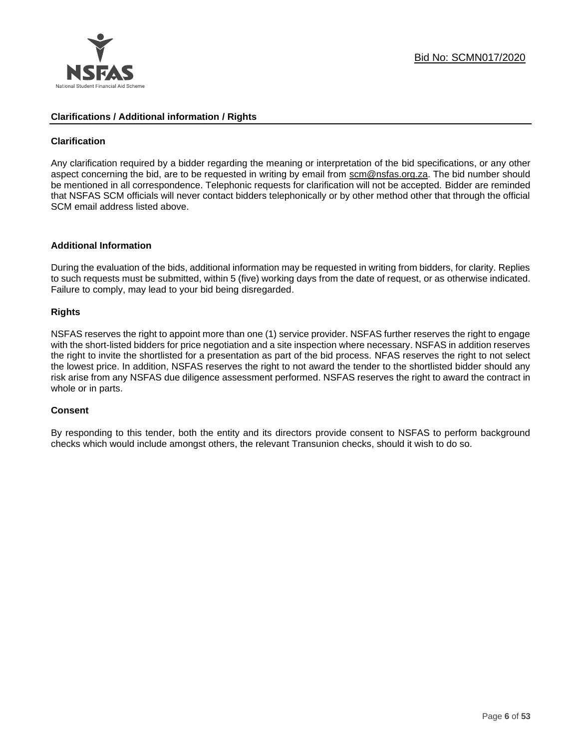## Clarifications / Additional information / Rights

### Clarification

Any clarification required by a bidder regarding the meaning or interpretation of the bid specifications, or any other aspect concerning the bid, are to be requested in writing by email from scm@nsfas.org.za. The bid number should be mentioned in all correspondence. Telephonic requests for clarification will not be accepted. Bidder are reminded that NSFAS SCM officials will never contact bidders telephonically or by other method other that through the official SCM email address listed above.

### Additional Information

During the evaluation of the bids, additional information may be requested in writing from bidders, for clarity. Replies to such requests must be submitted, within 5 (five) working days from the date of request, or as otherwise indicated. Failure to comply, may lead to your bid being disregarded.

### Rights

NSFAS reserves the right to appoint more than one (1) service provider. NSFAS further reserves the right to engage with the short-listed bidders for price negotiation and a site inspection where necessary. NSFAS in addition reserves the right to invite the shortlisted for a presentation as part of the bid process. NFAS reserves the right to not select the lowest price. In addition, NSFAS reserves the right to not award the tender to the shortlisted bidder should any risk arise from any NSFAS due diligence assessment performed. NSFAS reserves the right to award the contract in whole or in parts.

### Consent

By responding to this tender, both the entity and its directors provide consent to NSFAS to perform background checks which would include amongst others, the relevant Transunion checks, should it wish to do so.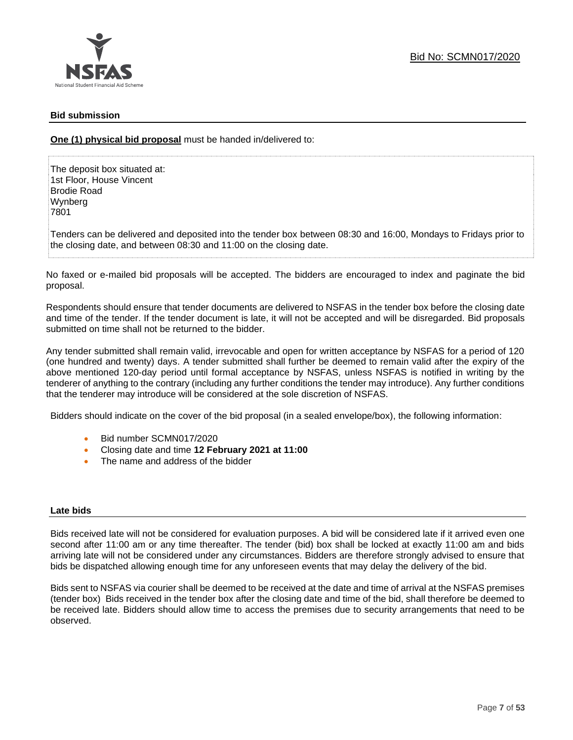## Bid submission

**One (1) physical bid proposal** must be handed in/delivered to:

The deposit box situated at:
1st Floor, House Vincent
Brodie Road
Wynberg
7801

Tenders can be delivered and deposited into the tender box between 08:30 and 16:00, Mondays to Fridays prior to the closing date, and between 08:30 and 11:00 on the closing date.

No faxed or e-mailed bid proposals will be accepted. The bidders are encouraged to index and paginate the bid proposal.

Respondents should ensure that tender documents are delivered to NSFAS in the tender box before the closing date and time of the tender. If the tender document is late, it will not be accepted and will be disregarded. Bid proposals submitted on time shall not be returned to the bidder.

Any tender submitted shall remain valid, irrevocable and open for written acceptance by NSFAS for a period of 120 (one hundred and twenty) days. A tender submitted shall further be deemed to remain valid after the expiry of the above mentioned 120-day period until formal acceptance by NSFAS, unless NSFAS is notified in writing by the tenderer of anything to the contrary (including any further conditions the tender may introduce). Any further conditions that the tenderer may introduce will be considered at the sole discretion of NSFAS.

Bidders should indicate on the cover of the bid proposal (in a sealed envelope/box), the following information:

- Bid number SCMN017/2020
- Closing date and time **12 February 2021 at 11:00**
- The name and address of the bidder

## Late bids

Bids received late will not be considered for evaluation purposes. A bid will be considered late if it arrived even one second after 11:00 am or any time thereafter. The tender (bid) box shall be locked at exactly 11:00 am and bids arriving late will not be considered under any circumstances. Bidders are therefore strongly advised to ensure that bids be dispatched allowing enough time for any unforeseen events that may delay the delivery of the bid.

Bids sent to NSFAS via courier shall be deemed to be received at the date and time of arrival at the NSFAS premises (tender box) Bids received in the tender box after the closing date and time of the bid, shall therefore be deemed to be received late. Bidders should allow time to access the premises due to security arrangements that need to be observed.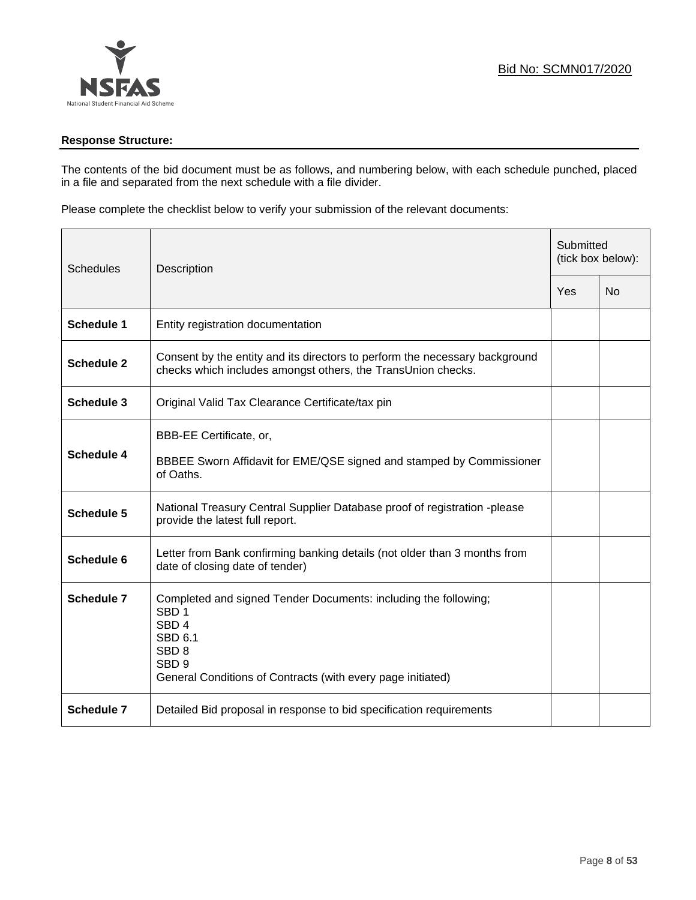**Response Structure:**

The contents of the bid document must be as follows, and numbering below, with each schedule punched, placed in a file and separated from the next schedule with a file divider.

Please complete the checklist below to verify your submission of the relevant documents:

| Schedules | Description | Submitted (tick box below): | |
|---|---|---|---|
| | | Yes | No |
| **Schedule 1** | Entity registration documentation | | |
| **Schedule 2** | Consent by the entity and its directors to perform the necessary background checks which includes amongst others, the TransUnion checks. | | |
| **Schedule 3** | Original Valid Tax Clearance Certificate/tax pin | | |
| **Schedule 4** | BBB-EE Certificate, or,<br><br>BBBEE Sworn Affidavit for EME/QSE signed and stamped by Commissioner of Oaths. | | |
| **Schedule 5** | National Treasury Central Supplier Database proof of registration -please provide the latest full report. | | |
| **Schedule 6** | Letter from Bank confirming banking details (not older than 3 months from date of closing date of tender) | | |
| **Schedule 7** | Completed and signed Tender Documents: including the following;<br>SBD 1<br>SBD 4<br>SBD 6.1<br>SBD 8<br>SBD 9<br>General Conditions of Contracts (with every page initiated) | | |
| **Schedule 7** | Detailed Bid proposal in response to bid specification requirements | | |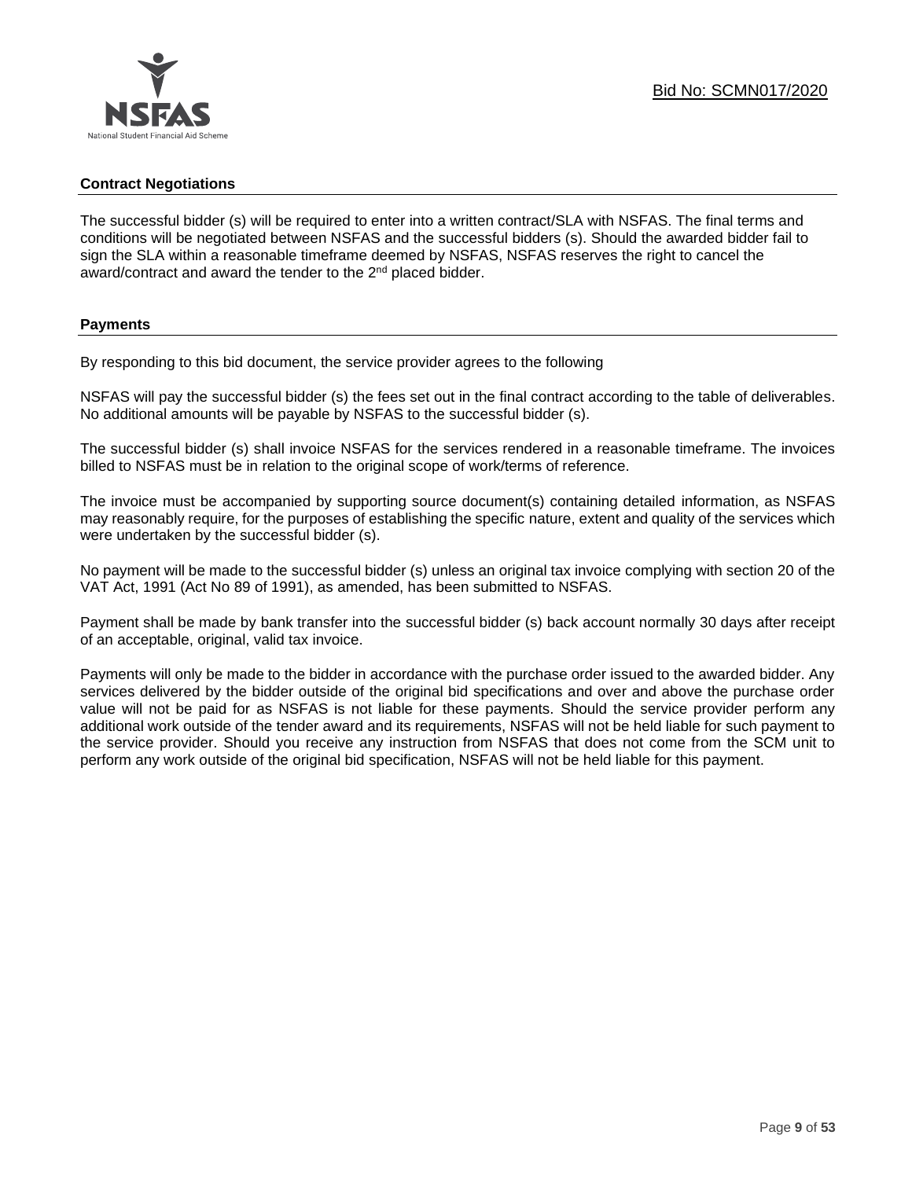## Contract Negotiations

The successful bidder (s) will be required to enter into a written contract/SLA with NSFAS. The final terms and conditions will be negotiated between NSFAS and the successful bidders (s). Should the awarded bidder fail to sign the SLA within a reasonable timeframe deemed by NSFAS, NSFAS reserves the right to cancel the award/contract and award the tender to the 2nd placed bidder.

## Payments

By responding to this bid document, the service provider agrees to the following

NSFAS will pay the successful bidder (s) the fees set out in the final contract according to the table of deliverables. No additional amounts will be payable by NSFAS to the successful bidder (s).

The successful bidder (s) shall invoice NSFAS for the services rendered in a reasonable timeframe. The invoices billed to NSFAS must be in relation to the original scope of work/terms of reference.

The invoice must be accompanied by supporting source document(s) containing detailed information, as NSFAS may reasonably require, for the purposes of establishing the specific nature, extent and quality of the services which were undertaken by the successful bidder (s).

No payment will be made to the successful bidder (s) unless an original tax invoice complying with section 20 of the VAT Act, 1991 (Act No 89 of 1991), as amended, has been submitted to NSFAS.

Payment shall be made by bank transfer into the successful bidder (s) back account normally 30 days after receipt of an acceptable, original, valid tax invoice.

Payments will only be made to the bidder in accordance with the purchase order issued to the awarded bidder. Any services delivered by the bidder outside of the original bid specifications and over and above the purchase order value will not be paid for as NSFAS is not liable for these payments. Should the service provider perform any additional work outside of the tender award and its requirements, NSFAS will not be held liable for such payment to the service provider. Should you receive any instruction from NSFAS that does not come from the SCM unit to perform any work outside of the original bid specification, NSFAS will not be held liable for this payment.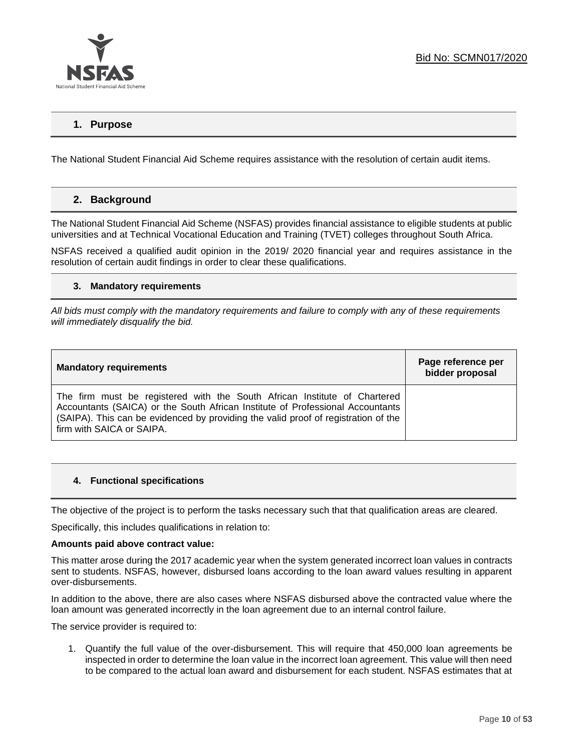## 1. Purpose

The National Student Financial Aid Scheme requires assistance with the resolution of certain audit items.

## 2. Background

The National Student Financial Aid Scheme (NSFAS) provides financial assistance to eligible students at public universities and at Technical Vocational Education and Training (TVET) colleges throughout South Africa.

NSFAS received a qualified audit opinion in the 2019/ 2020 financial year and requires assistance in the resolution of certain audit findings in order to clear these qualifications.

### 3. Mandatory requirements

*All bids must comply with the mandatory requirements and failure to comply with any of these requirements will immediately disqualify the bid.*

| Mandatory requirements | Page reference per bidder proposal |
| --- | --- |
| The firm must be registered with the South African Institute of Chartered Accountants (SAICA) or the South African Institute of Professional Accountants (SAIPA). This can be evidenced by providing the valid proof of registration of the firm with SAICA or SAIPA. | |

### 4. Functional specifications

The objective of the project is to perform the tasks necessary such that that qualification areas are cleared.

Specifically, this includes qualifications in relation to:

**Amounts paid above contract value:**

This matter arose during the 2017 academic year when the system generated incorrect loan values in contracts sent to students. NSFAS, however, disbursed loans according to the loan award values resulting in apparent over-disbursements.

In addition to the above, there are also cases where NSFAS disbursed above the contracted value where the loan amount was generated incorrectly in the loan agreement due to an internal control failure.

The service provider is required to:

1. Quantify the full value of the over-disbursement. This will require that 450,000 loan agreements be inspected in order to determine the loan value in the incorrect loan agreement. This value will then need to be compared to the actual loan award and disbursement for each student. NSFAS estimates that at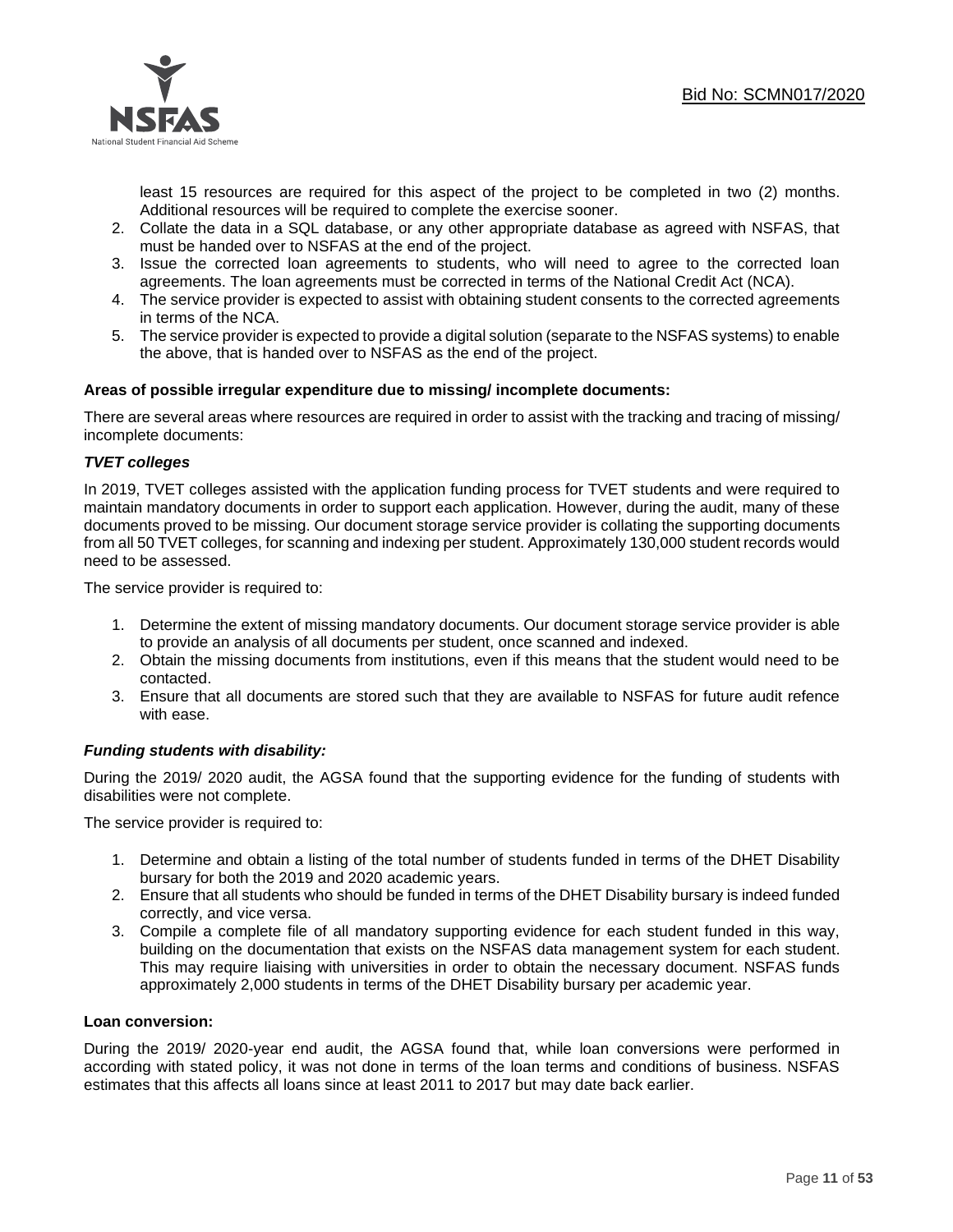least 15 resources are required for this aspect of the project to be completed in two (2) months. Additional resources will be required to complete the exercise sooner.

2. Collate the data in a SQL database, or any other appropriate database as agreed with NSFAS, that must be handed over to NSFAS at the end of the project.
3. Issue the corrected loan agreements to students, who will need to agree to the corrected loan agreements. The loan agreements must be corrected in terms of the National Credit Act (NCA).
4. The service provider is expected to assist with obtaining student consents to the corrected agreements in terms of the NCA.
5. The service provider is expected to provide a digital solution (separate to the NSFAS systems) to enable the above, that is handed over to NSFAS as the end of the project.

**Areas of possible irregular expenditure due to missing/ incomplete documents:**

There are several areas where resources are required in order to assist with the tracking and tracing of missing/ incomplete documents:

***TVET colleges***

In 2019, TVET colleges assisted with the application funding process for TVET students and were required to maintain mandatory documents in order to support each application. However, during the audit, many of these documents proved to be missing. Our document storage service provider is collating the supporting documents from all 50 TVET colleges, for scanning and indexing per student. Approximately 130,000 student records would need to be assessed.

The service provider is required to:

1. Determine the extent of missing mandatory documents. Our document storage service provider is able to provide an analysis of all documents per student, once scanned and indexed.
2. Obtain the missing documents from institutions, even if this means that the student would need to be contacted.
3. Ensure that all documents are stored such that they are available to NSFAS for future audit refence with ease.

***Funding students with disability:***

During the 2019/ 2020 audit, the AGSA found that the supporting evidence for the funding of students with disabilities were not complete.

The service provider is required to:

1. Determine and obtain a listing of the total number of students funded in terms of the DHET Disability bursary for both the 2019 and 2020 academic years.
2. Ensure that all students who should be funded in terms of the DHET Disability bursary is indeed funded correctly, and vice versa.
3. Compile a complete file of all mandatory supporting evidence for each student funded in this way, building on the documentation that exists on the NSFAS data management system for each student. This may require liaising with universities in order to obtain the necessary document. NSFAS funds approximately 2,000 students in terms of the DHET Disability bursary per academic year.

**Loan conversion:**

During the 2019/ 2020-year end audit, the AGSA found that, while loan conversions were performed in according with stated policy, it was not done in terms of the loan terms and conditions of business. NSFAS estimates that this affects all loans since at least 2011 to 2017 but may date back earlier.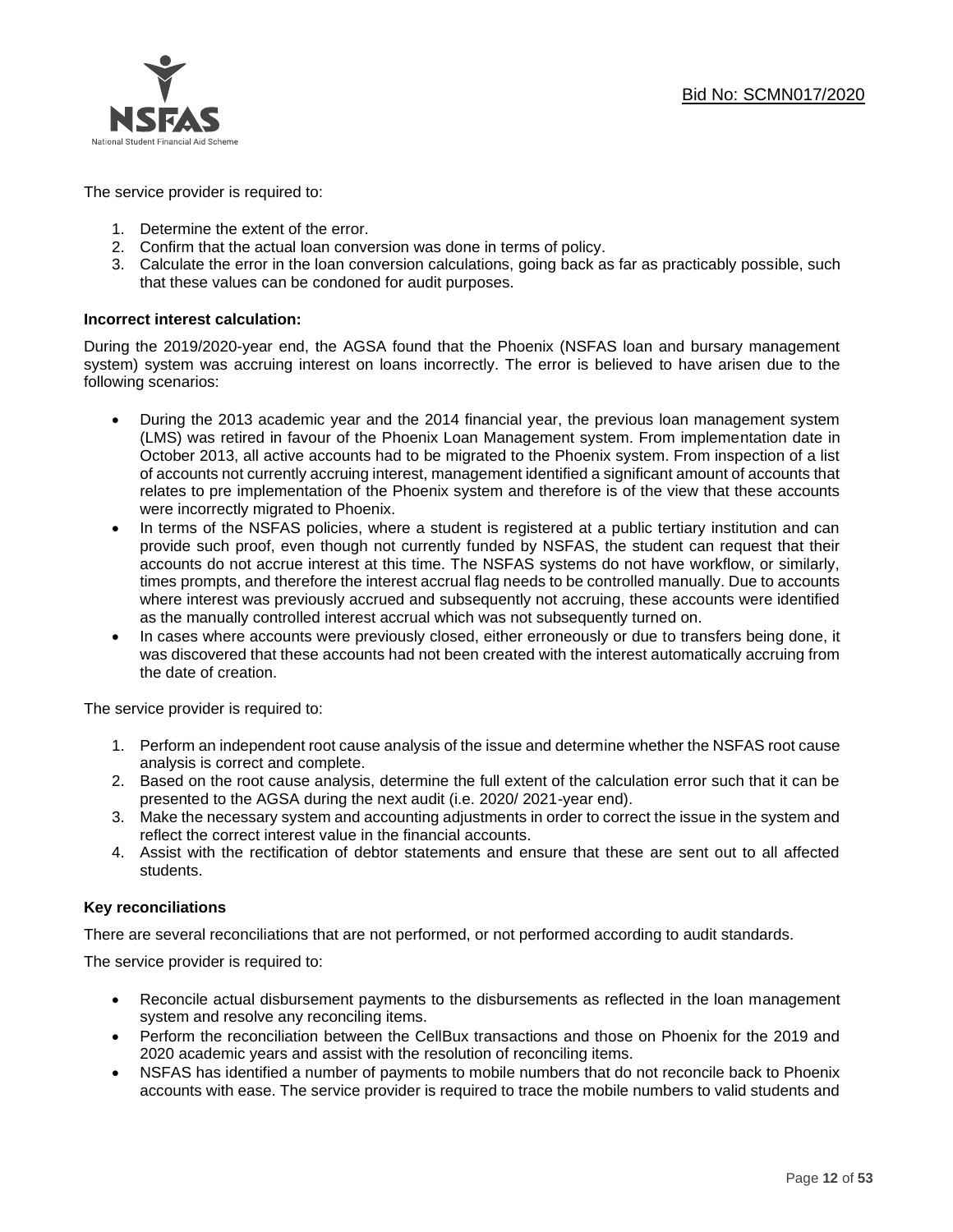The service provider is required to:

1. Determine the extent of the error.
2. Confirm that the actual loan conversion was done in terms of policy.
3. Calculate the error in the loan conversion calculations, going back as far as practicably possible, such that these values can be condoned for audit purposes.

**Incorrect interest calculation:**

During the 2019/2020-year end, the AGSA found that the Phoenix (NSFAS loan and bursary management system) system was accruing interest on loans incorrectly. The error is believed to have arisen due to the following scenarios:

- During the 2013 academic year and the 2014 financial year, the previous loan management system (LMS) was retired in favour of the Phoenix Loan Management system. From implementation date in October 2013, all active accounts had to be migrated to the Phoenix system. From inspection of a list of accounts not currently accruing interest, management identified a significant amount of accounts that relates to pre implementation of the Phoenix system and therefore is of the view that these accounts were incorrectly migrated to Phoenix.
- In terms of the NSFAS policies, where a student is registered at a public tertiary institution and can provide such proof, even though not currently funded by NSFAS, the student can request that their accounts do not accrue interest at this time. The NSFAS systems do not have workflow, or similarly, times prompts, and therefore the interest accrual flag needs to be controlled manually. Due to accounts where interest was previously accrued and subsequently not accruing, these accounts were identified as the manually controlled interest accrual which was not subsequently turned on.
- In cases where accounts were previously closed, either erroneously or due to transfers being done, it was discovered that these accounts had not been created with the interest automatically accruing from the date of creation.

The service provider is required to:

1. Perform an independent root cause analysis of the issue and determine whether the NSFAS root cause analysis is correct and complete.
2. Based on the root cause analysis, determine the full extent of the calculation error such that it can be presented to the AGSA during the next audit (i.e. 2020/ 2021-year end).
3. Make the necessary system and accounting adjustments in order to correct the issue in the system and reflect the correct interest value in the financial accounts.
4. Assist with the rectification of debtor statements and ensure that these are sent out to all affected students.

**Key reconciliations**

There are several reconciliations that are not performed, or not performed according to audit standards.

The service provider is required to:

- Reconcile actual disbursement payments to the disbursements as reflected in the loan management system and resolve any reconciling items.
- Perform the reconciliation between the CellBux transactions and those on Phoenix for the 2019 and 2020 academic years and assist with the resolution of reconciling items.
- NSFAS has identified a number of payments to mobile numbers that do not reconcile back to Phoenix accounts with ease. The service provider is required to trace the mobile numbers to valid students and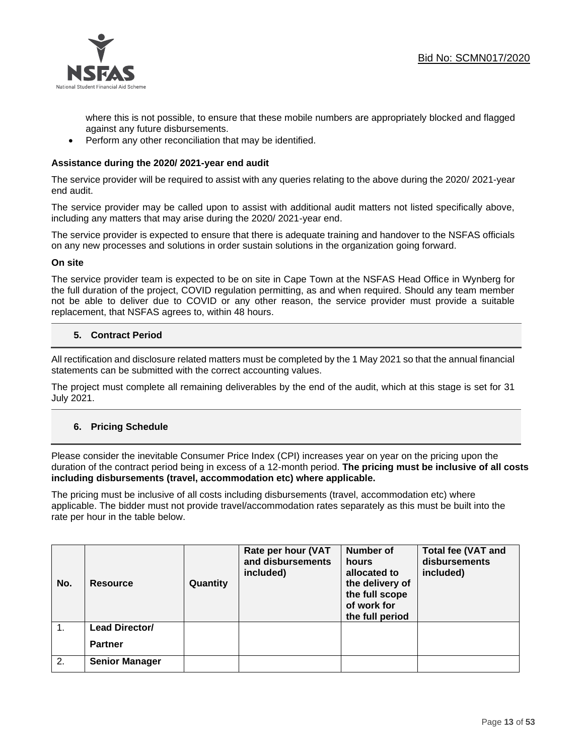where this is not possible, to ensure that these mobile numbers are appropriately blocked and flagged against any future disbursements.

- Perform any other reconciliation that may be identified.

**Assistance during the 2020/ 2021-year end audit**

The service provider will be required to assist with any queries relating to the above during the 2020/ 2021-year end audit.

The service provider may be called upon to assist with additional audit matters not listed specifically above, including any matters that may arise during the 2020/ 2021-year end.

The service provider is expected to ensure that there is adequate training and handover to the NSFAS officials on any new processes and solutions in order sustain solutions in the organization going forward.

**On site**

The service provider team is expected to be on site in Cape Town at the NSFAS Head Office in Wynberg for the full duration of the project, COVID regulation permitting, as and when required. Should any team member not be able to deliver due to COVID or any other reason, the service provider must provide a suitable replacement, that NSFAS agrees to, within 48 hours.

## 5. Contract Period

All rectification and disclosure related matters must be completed by the 1 May 2021 so that the annual financial statements can be submitted with the correct accounting values.

The project must complete all remaining deliverables by the end of the audit, which at this stage is set for 31 July 2021.

## 6. Pricing Schedule

Please consider the inevitable Consumer Price Index (CPI) increases year on year on the pricing upon the duration of the contract period being in excess of a 12-month period. **The pricing must be inclusive of all costs including disbursements (travel, accommodation etc) where applicable.**

The pricing must be inclusive of all costs including disbursements (travel, accommodation etc) where applicable. The bidder must not provide travel/accommodation rates separately as this must be built into the rate per hour in the table below.

| No. | Resource | Quantity | Rate per hour (VAT and disbursements included) | Number of hours allocated to the delivery of the full scope of work for the full period | Total fee (VAT and disbursements included) |
|---|---|---|---|---|---|
| 1. | **Lead Director/ Partner** | | | | |
| 2. | **Senior Manager** | | | | |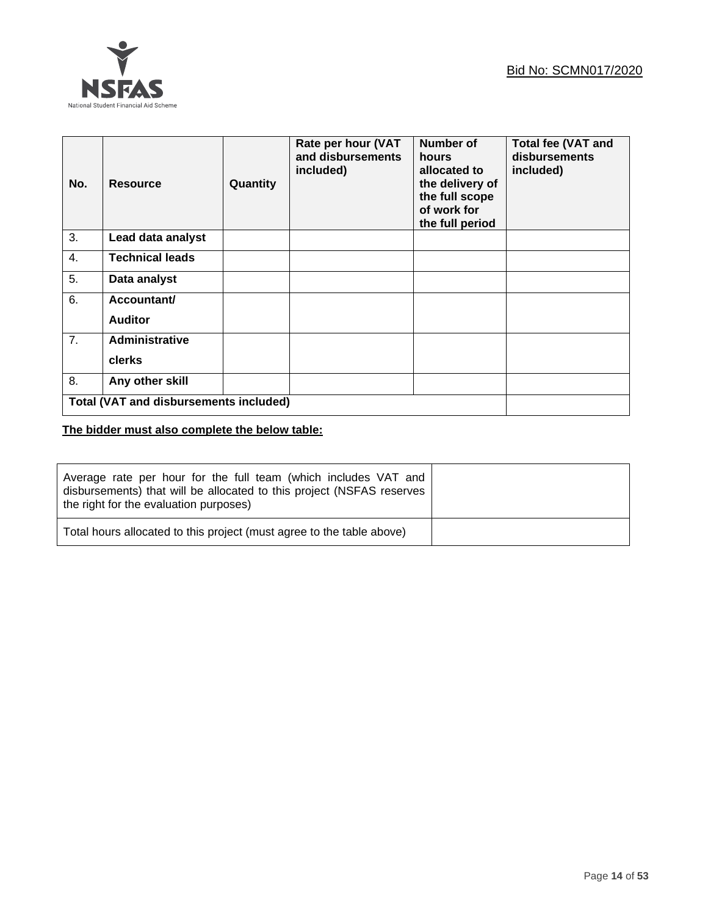| No. | Resource | Quantity | Rate per hour (VAT and disbursements included) | Number of hours allocated to the delivery of the full scope of work for the full period | Total fee (VAT and disbursements included) |
|---|---|---|---|---|---|
| 3. | **Lead data analyst** | | | | |
| 4. | **Technical leads** | | | | |
| 5. | **Data analyst** | | | | |
| 6. | **Accountant/ Auditor** | | | | |
| 7. | **Administrative clerks** | | | | |
| 8. | **Any other skill** | | | | |
| **Total (VAT and disbursements included)** | | | | | |

**The bidder must also complete the below table:**

| | |
|---|---|
| Average rate per hour for the full team (which includes VAT and disbursements) that will be allocated to this project (NSFAS reserves the right for the evaluation purposes) | |
| Total hours allocated to this project (must agree to the table above) | |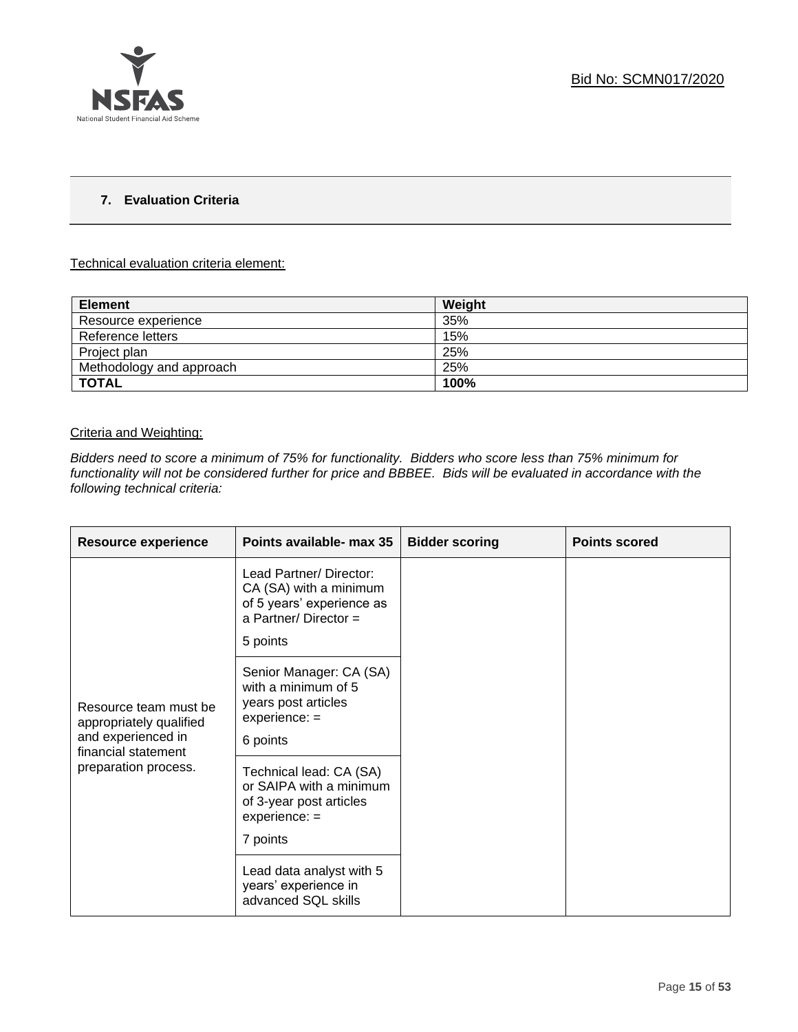## 7. Evaluation Criteria

Technical evaluation criteria element:

| Element | Weight |
|---|---|
| Resource experience | 35% |
| Reference letters | 15% |
| Project plan | 25% |
| Methodology and approach | 25% |
| **TOTAL** | **100%** |

Criteria and Weighting:

*Bidders need to score a minimum of 75% for functionality. Bidders who score less than 75% minimum for functionality will not be considered further for price and BBBEE. Bids will be evaluated in accordance with the following technical criteria:*

| Resource experience | Points available- max 35 | Bidder scoring | Points scored |
|---|---|---|---|
| Resource team must be appropriately qualified and experienced in financial statement preparation process. | Lead Partner/ Director: CA (SA) with a minimum of 5 years' experience as a Partner/ Director = 5 points | | |
| | Senior Manager: CA (SA) with a minimum of 5 years post articles experience: = 6 points | | |
| | Technical lead: CA (SA) or SAIPA with a minimum of 3-year post articles experience: = 7 points | | |
| | Lead data analyst with 5 years' experience in advanced SQL skills | | |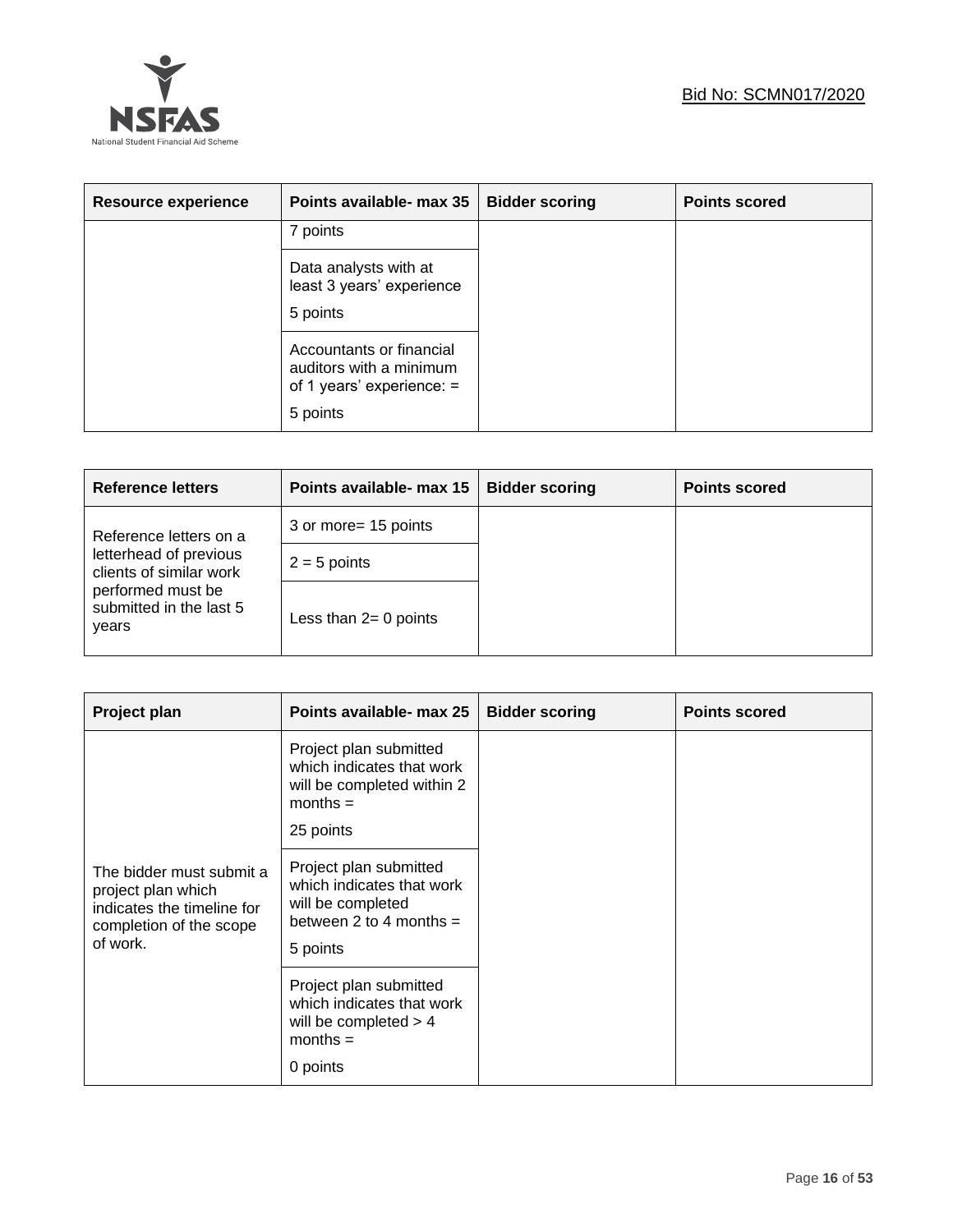| Resource experience | Points available- max 35 | Bidder scoring | Points scored |
|---|---|---|---|
| | 7 points | | |
| | Data analysts with at least 3 years' experience<br><br>5 points | | |
| | Accountants or financial auditors with a minimum of 1 years' experience: =<br><br>5 points | | |

| Reference letters | Points available- max 15 | Bidder scoring | Points scored |
|---|---|---|---|
| Reference letters on a letterhead of previous clients of similar work performed must be submitted in the last 5 years | 3 or more= 15 points | | |
| | 2 = 5 points | | |
| | Less than 2= 0 points | | |

| Project plan | Points available- max 25 | Bidder scoring | Points scored |
|---|---|---|---|
| The bidder must submit a project plan which indicates the timeline for completion of the scope of work. | Project plan submitted which indicates that work will be completed within 2 months =<br><br>25 points | | |
| | Project plan submitted which indicates that work will be completed between 2 to 4 months =<br><br>5 points | | |
| | Project plan submitted which indicates that work will be completed > 4 months =<br><br>0 points | | |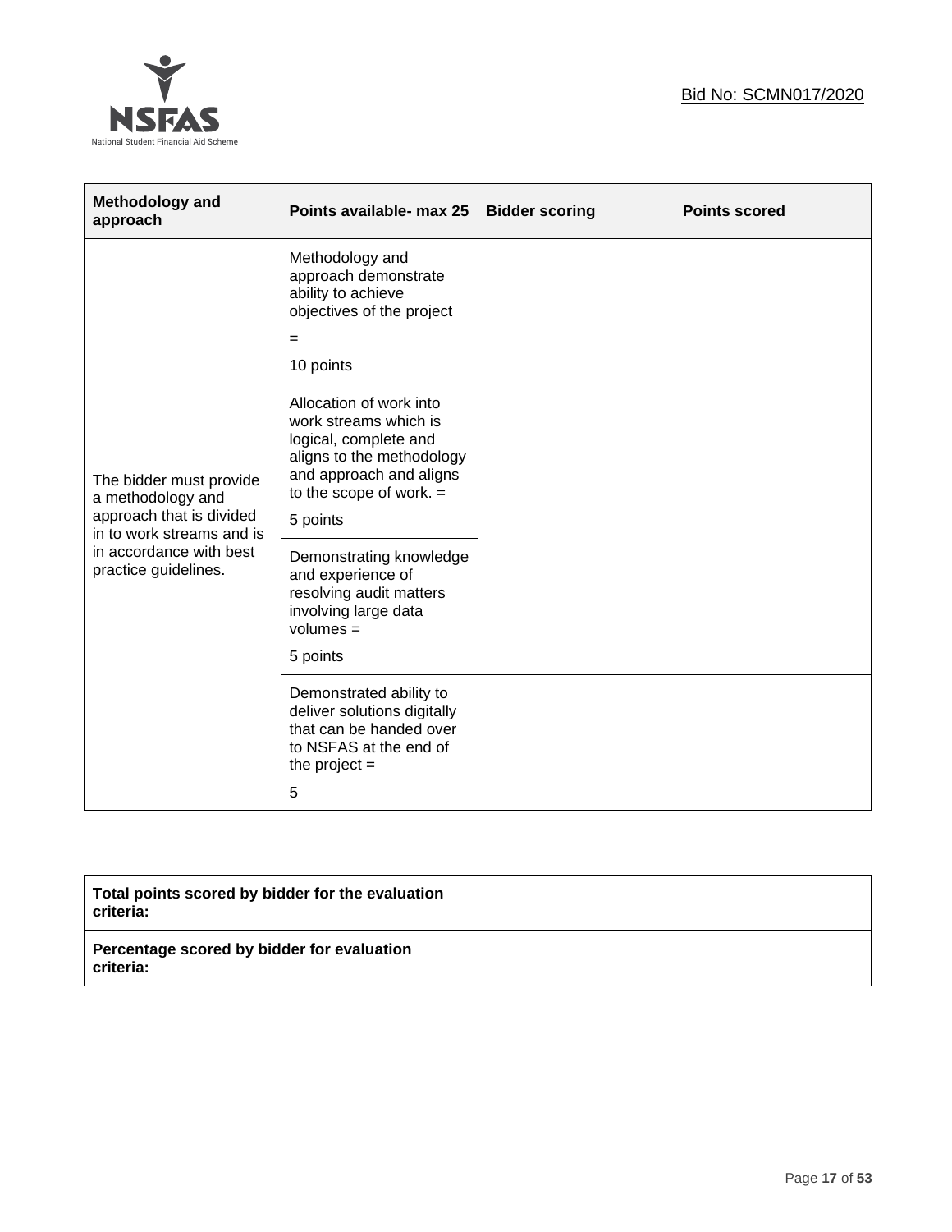| Methodology and approach | Points available- max 25 | Bidder scoring | Points scored |
|---|---|---|---|
| The bidder must provide a methodology and approach that is divided in to work streams and is in accordance with best practice guidelines. | Methodology and approach demonstrate ability to achieve objectives of the project = 10 points | | |
| | Allocation of work into work streams which is logical, complete and aligns to the methodology and approach and aligns to the scope of work. = 5 points | | |
| | Demonstrating knowledge and experience of resolving audit matters involving large data volumes = 5 points | | |
| | Demonstrated ability to deliver solutions digitally that can be handed over to NSFAS at the end of the project = 5 | | |

| Total points scored by bidder for the evaluation criteria: | |
|---|---|
| Percentage scored by bidder for evaluation criteria: | |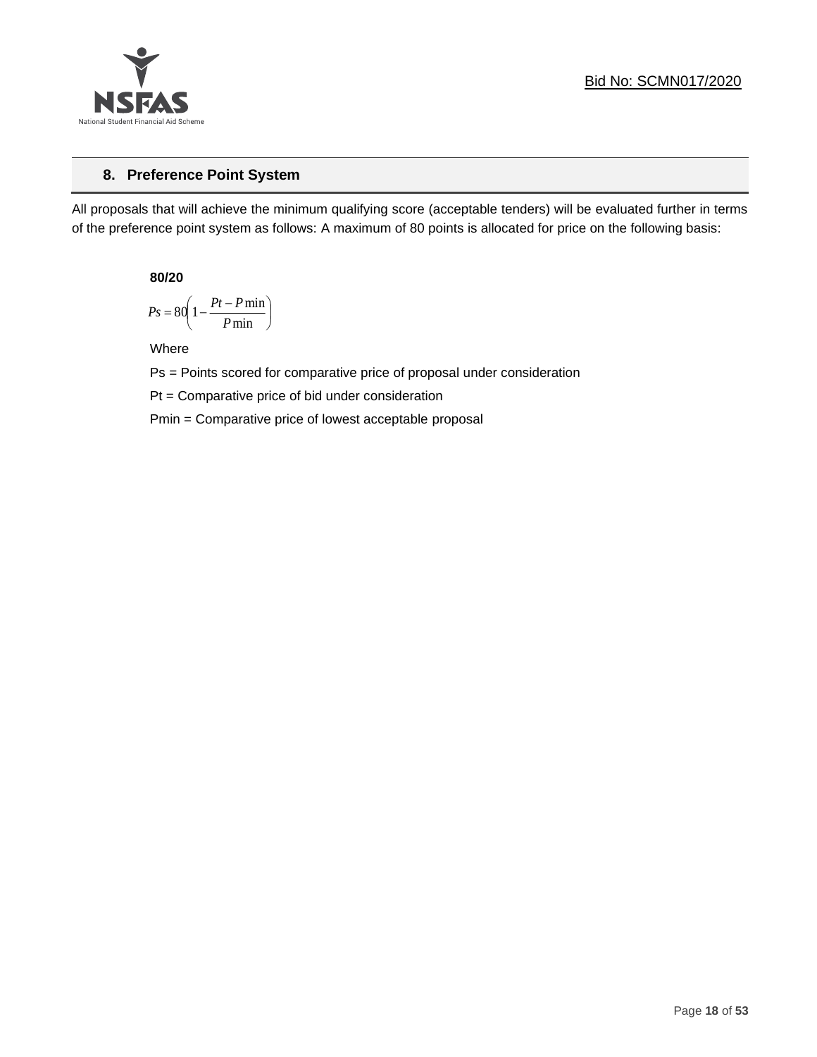## 8. Preference Point System

All proposals that will achieve the minimum qualifying score (acceptable tenders) will be evaluated further in terms of the preference point system as follows: A maximum of 80 points is allocated for price on the following basis:

**80/20**

$$Ps = 80\left(1 - \frac{Pt - P\min}{P\min}\right)$$

Where

Ps = Points scored for comparative price of proposal under consideration

Pt = Comparative price of bid under consideration

Pmin = Comparative price of lowest acceptable proposal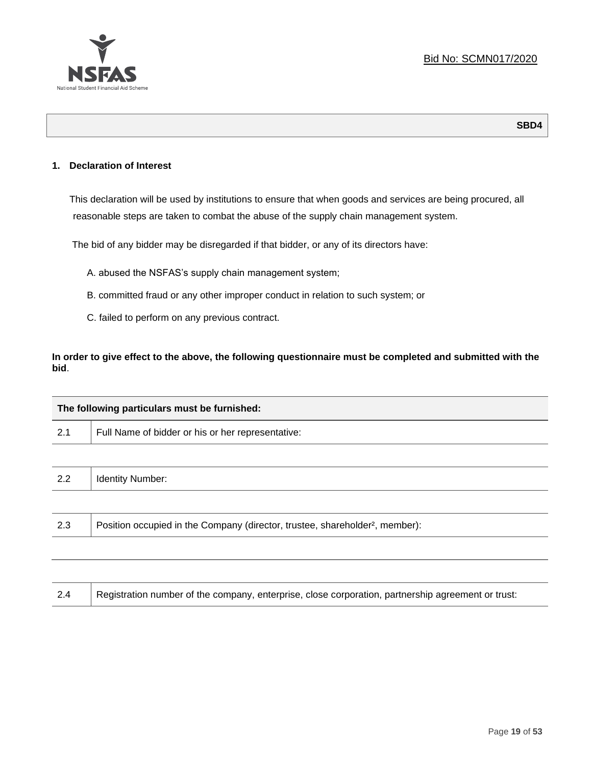Bid No: SCMN017/2020

**SBD4**

## 1. Declaration of Interest

This declaration will be used by institutions to ensure that when goods and services are being procured, all reasonable steps are taken to combat the abuse of the supply chain management system.

The bid of any bidder may be disregarded if that bidder, or any of its directors have:

A. abused the NSFAS's supply chain management system;

B. committed fraud or any other improper conduct in relation to such system; or

C. failed to perform on any previous contract.

**In order to give effect to the above, the following questionnaire must be completed and submitted with the bid**.

| **The following particulars must be furnished:** | |
|---|---|
| 2.1 | Full Name of bidder or his or her representative: |
| | |
| 2.2 | Identity Number: |
| | |
| 2.3 | Position occupied in the Company (director, trustee, shareholder[2], member): |
| | |
| | |
| 2.4 | Registration number of the company, enterprise, close corporation, partnership agreement or trust: |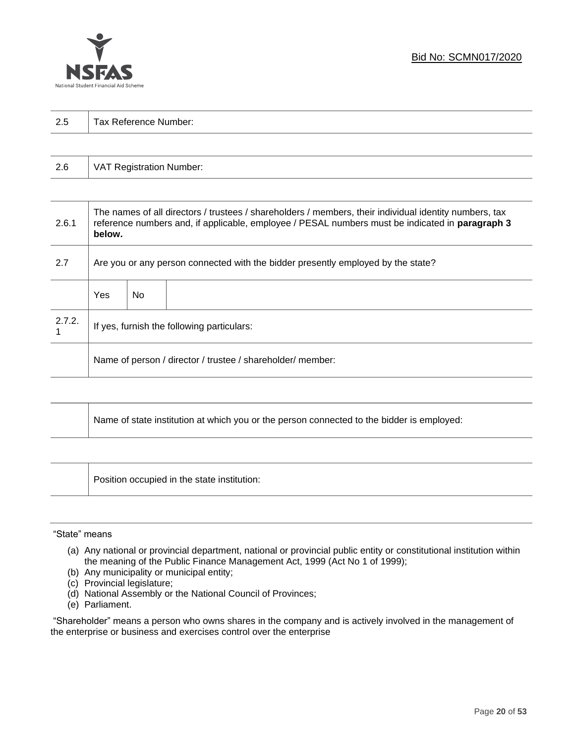| | |
|---|---|
| 2.5 | Tax Reference Number: |

| | |
|---|---|
| 2.6 | VAT Registration Number: |

| | | | |
|---|---|---|---|
| 2.6.1 | The names of all directors / trustees / shareholders / members, their individual identity numbers, tax reference numbers and, if applicable, employee / PESAL numbers must be indicated in **paragraph 3 below.** | | |
| 2.7 | Are you or any person connected with the bidder presently employed by the state? | | |
| | Yes | No | |
| 2.7.2.1 | If yes, furnish the following particulars: | | |
| | Name of person / director / trustee / shareholder/ member: | | |

| | |
|---|---|
| | Name of state institution at which you or the person connected to the bidder is employed: |

| | |
|---|---|
| | Position occupied in the state institution: |

"State" means

(a) Any national or provincial department, national or provincial public entity or constitutional institution within the meaning of the Public Finance Management Act, 1999 (Act No 1 of 1999);
(b) Any municipality or municipal entity;
(c) Provincial legislature;
(d) National Assembly or the National Council of Provinces;
(e) Parliament.

"Shareholder" means a person who owns shares in the company and is actively involved in the management of the enterprise or business and exercises control over the enterprise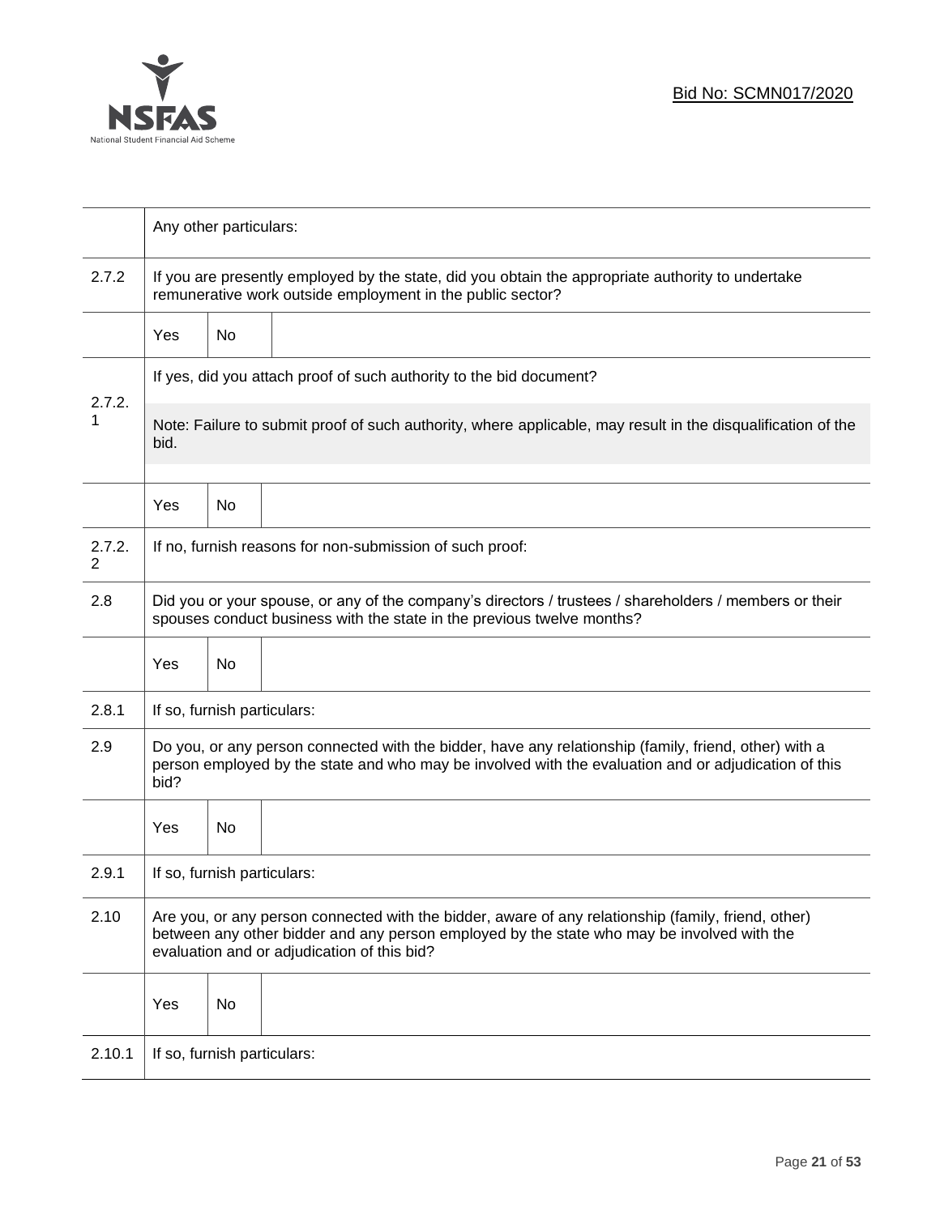|  | Any other particulars: | | |
|---|---|---|---|
| 2.7.2 | If you are presently employed by the state, did you obtain the appropriate authority to undertake remunerative work outside employment in the public sector? | | |
|  | Yes | No |  |
| 2.7.2.1 | If yes, did you attach proof of such authority to the bid document? | | |
|  | Note: Failure to submit proof of such authority, where applicable, may result in the disqualification of the bid. | | |
|  | Yes | No |  |
| 2.7.2.2 | If no, furnish reasons for non-submission of such proof: | | |
| 2.8 | Did you or your spouse, or any of the company's directors / trustees / shareholders / members or their spouses conduct business with the state in the previous twelve months? | | |
|  | Yes | No |  |
| 2.8.1 | If so, furnish particulars: | | |
| 2.9 | Do you, or any person connected with the bidder, have any relationship (family, friend, other) with a person employed by the state and who may be involved with the evaluation and or adjudication of this bid? | | |
|  | Yes | No |  |
| 2.9.1 | If so, furnish particulars: | | |
| 2.10 | Are you, or any person connected with the bidder, aware of any relationship (family, friend, other) between any other bidder and any person employed by the state who may be involved with the evaluation and or adjudication of this bid? | | |
|  | Yes | No |  |
| 2.10.1 | If so, furnish particulars: | | |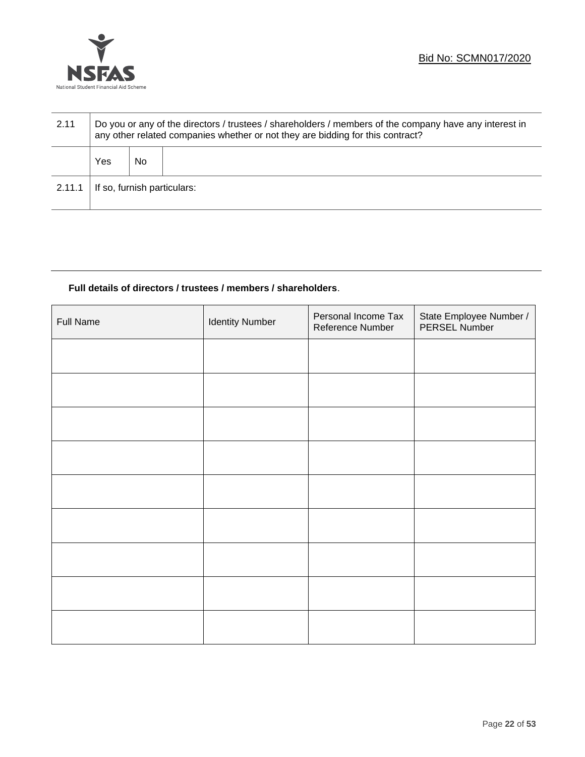| 2.11 | Do you or any of the directors / trustees / shareholders / members of the company have any interest in any other related companies whether or not they are bidding for this contract? | | |
|---|---|---|---|
| | Yes | No | |
| 2.11.1 | If so, furnish particulars: | | |

**Full details of directors / trustees / members / shareholders**.

| Full Name | Identity Number | Personal Income Tax Reference Number | State Employee Number / PERSEL Number |
|---|---|---|---|
| | | | |
| | | | |
| | | | |
| | | | |
| | | | |
| | | | |
| | | | |
| | | | |
| | | | |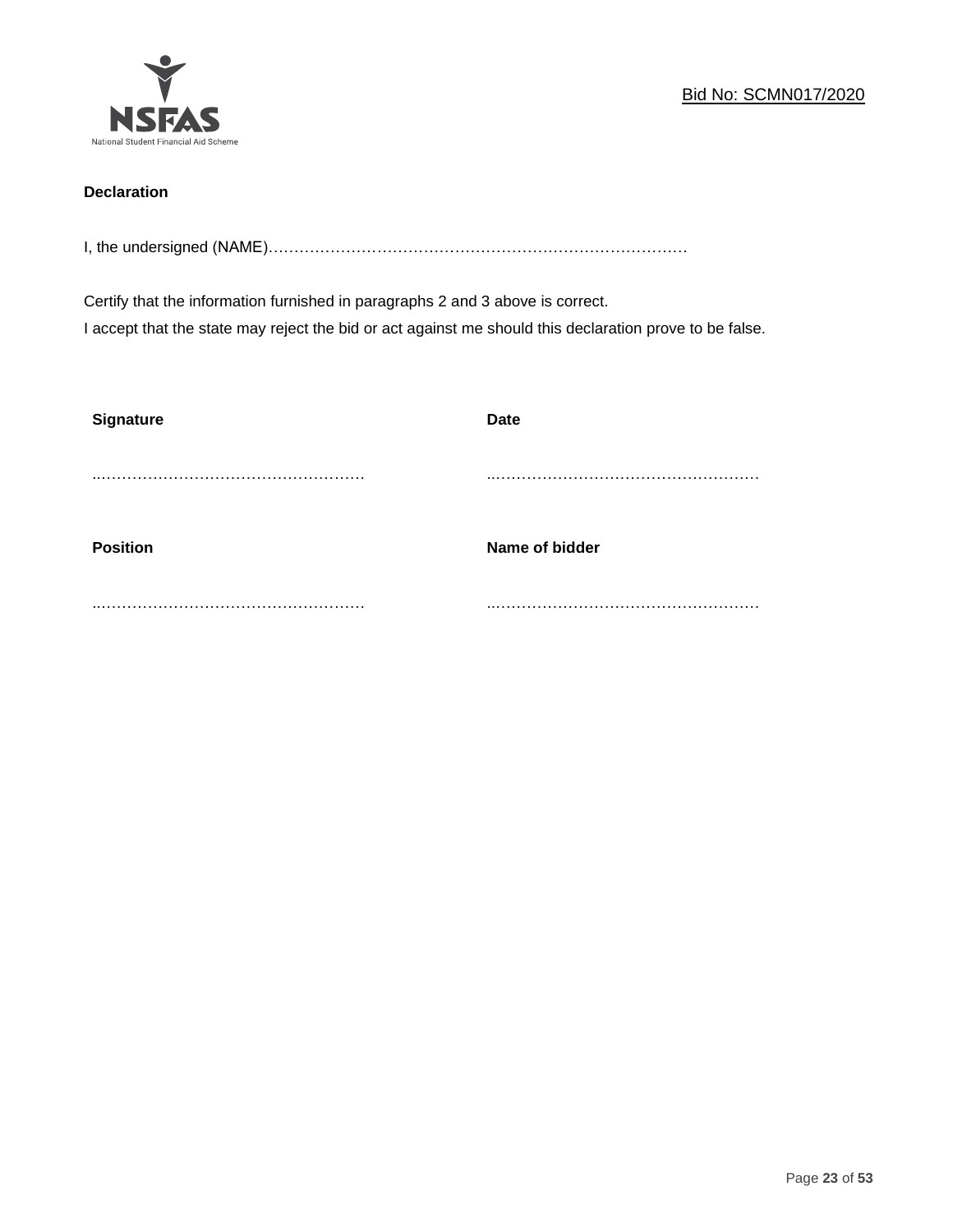**Declaration**

I, the undersigned (NAME)…………………………………………………………………………

Certify that the information furnished in paragraphs 2 and 3 above is correct.
I accept that the state may reject the bid or act against me should this declaration prove to be false.

| **Signature** | **Date** |
|---|---|
| ..…………………………………………… | ..…………………………………………… |
| **Position** | **Name of bidder** |
| ..…………………………………………… | ..…………………………………………… |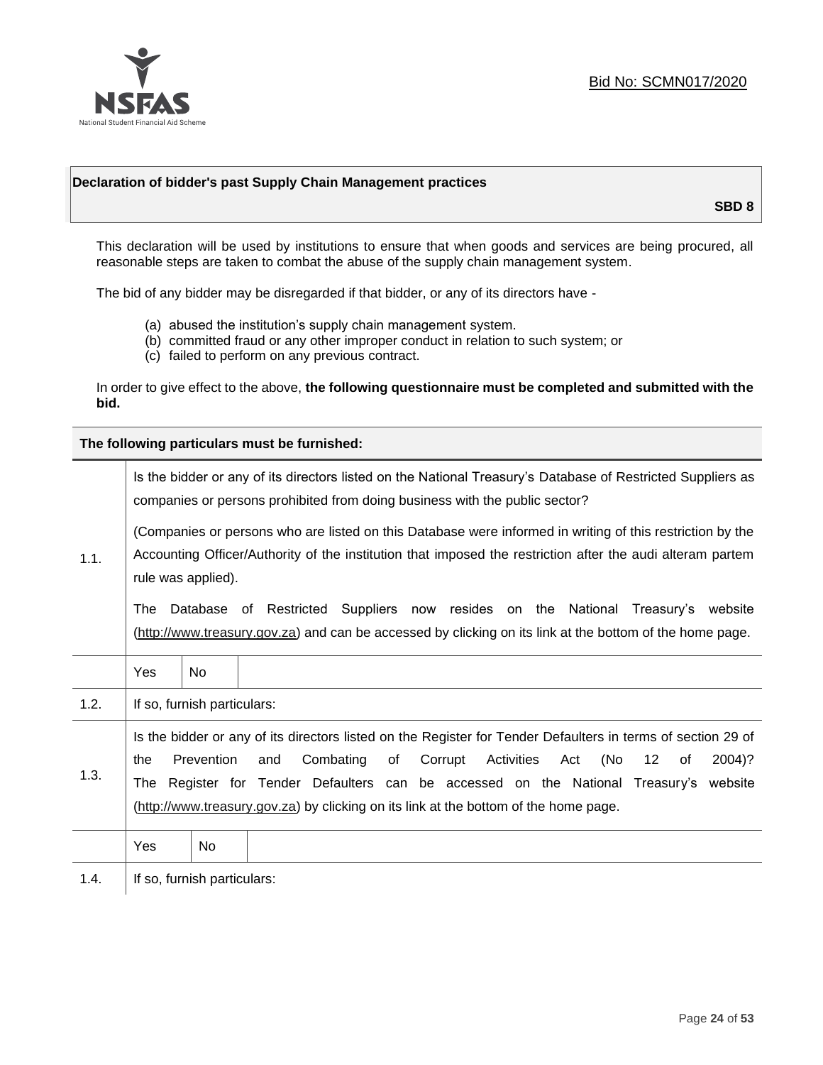Bid No: SCMN017/2020

**Declaration of bidder's past Supply Chain Management practices**

**SBD 8**

This declaration will be used by institutions to ensure that when goods and services are being procured, all reasonable steps are taken to combat the abuse of the supply chain management system.

The bid of any bidder may be disregarded if that bidder, or any of its directors have -

(a) abused the institution's supply chain management system.
(b) committed fraud or any other improper conduct in relation to such system; or
(c) failed to perform on any previous contract.

In order to give effect to the above, **the following questionnaire must be completed and submitted with the bid.**

| **The following particulars must be furnished:** | | | |
|---|---|---|---|
| 1.1. | Is the bidder or any of its directors listed on the National Treasury's Database of Restricted Suppliers as companies or persons prohibited from doing business with the public sector?<br><br>(Companies or persons who are listed on this Database were informed in writing of this restriction by the Accounting Officer/Authority of the institution that imposed the restriction after the audi alteram partem rule was applied).<br><br>The Database of Restricted Suppliers now resides on the National Treasury's website (http://www.treasury.gov.za) and can be accessed by clicking on its link at the bottom of the home page. | | |
| | Yes | No | |
| 1.2. | If so, furnish particulars: | | |
| 1.3. | Is the bidder or any of its directors listed on the Register for Tender Defaulters in terms of section 29 of the Prevention and Combating of Corrupt Activities Act (No 12 of 2004)? The Register for Tender Defaulters can be accessed on the National Treasury's website (http://www.treasury.gov.za) by clicking on its link at the bottom of the home page. | | |
| | Yes | No | |
| 1.4. | If so, furnish particulars: | | |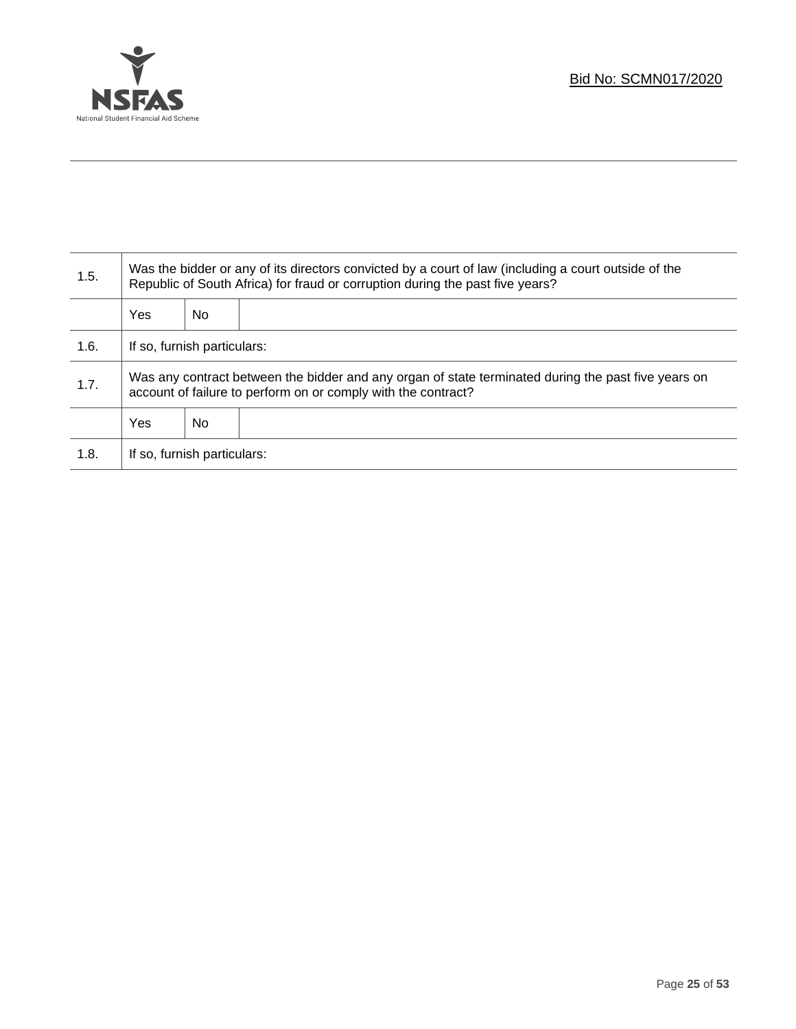| | | | |
|---|---|---|---|
| 1.5. | Was the bidder or any of its directors convicted by a court of law (including a court outside of the Republic of South Africa) for fraud or corruption during the past five years? | | |
| | Yes | No | |
| 1.6. | If so, furnish particulars: | | |
| 1.7. | Was any contract between the bidder and any organ of state terminated during the past five years on account of failure to perform on or comply with the contract? | | |
| | Yes | No | |
| 1.8. | If so, furnish particulars: | | |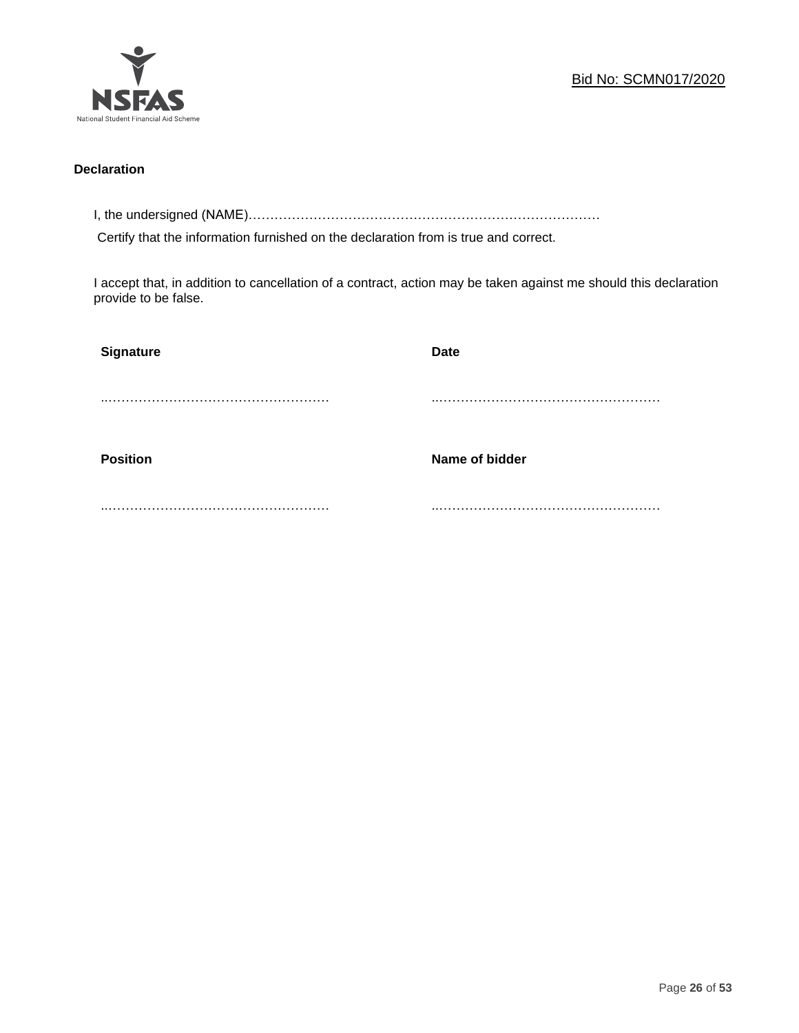Bid No: SCMN017/2020

**Declaration**

I, the undersigned (NAME)…………………………………………………………………………
Certify that the information furnished on the declaration from is true and correct.

I accept that, in addition to cancellation of a contract, action may be taken against me should this declaration provide to be false.

| **Signature** | **Date** |
|---|---|
| …………………………………………… | …………………………………………… |
| **Position** | **Name of bidder** |
| …………………………………………… | …………………………………………… |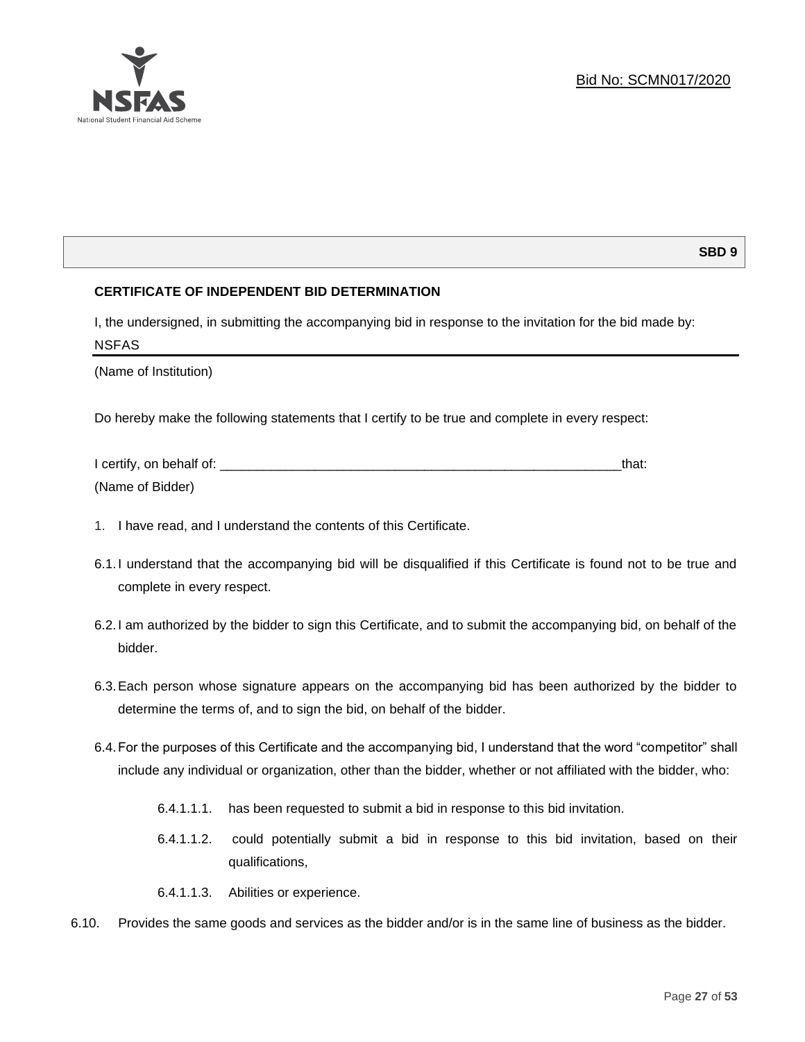**SBD 9**

**CERTIFICATE OF INDEPENDENT BID DETERMINATION**

I, the undersigned, in submitting the accompanying bid in response to the invitation for the bid made by:

NSFAS

(Name of Institution)

Do hereby make the following statements that I certify to be true and complete in every respect:

I certify, on behalf of: ___________________________________________________________that:

(Name of Bidder)

1. I have read, and I understand the contents of this Certificate.

6.1. I understand that the accompanying bid will be disqualified if this Certificate is found not to be true and complete in every respect.

6.2. I am authorized by the bidder to sign this Certificate, and to submit the accompanying bid, on behalf of the bidder.

6.3. Each person whose signature appears on the accompanying bid has been authorized by the bidder to determine the terms of, and to sign the bid, on behalf of the bidder.

6.4. For the purposes of this Certificate and the accompanying bid, I understand that the word "competitor" shall include any individual or organization, other than the bidder, whether or not affiliated with the bidder, who:

6.4.1.1.1. has been requested to submit a bid in response to this bid invitation.

6.4.1.1.2. could potentially submit a bid in response to this bid invitation, based on their qualifications,

6.4.1.1.3. Abilities or experience.

6.10. Provides the same goods and services as the bidder and/or is in the same line of business as the bidder.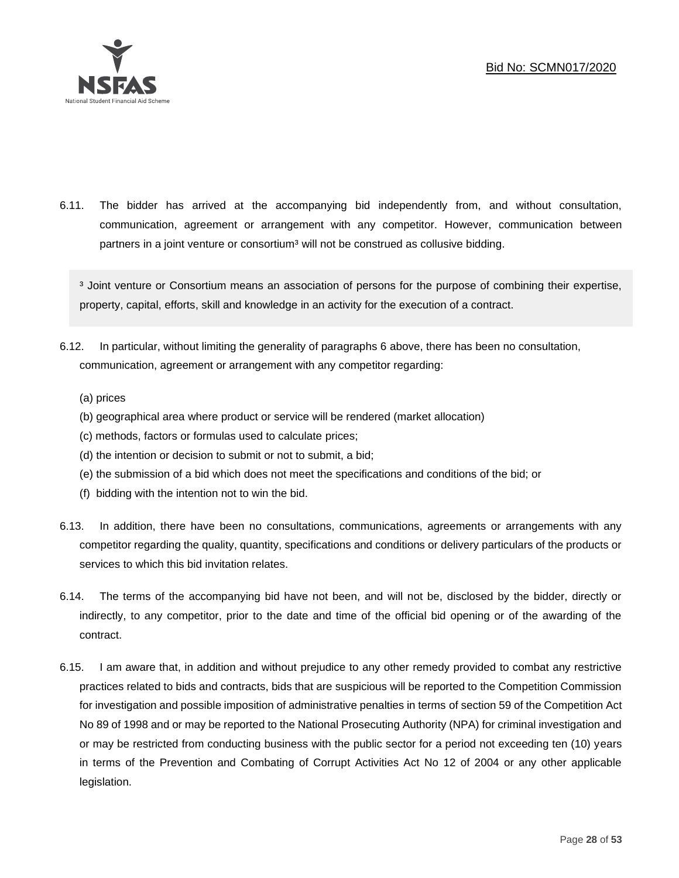6.11. The bidder has arrived at the accompanying bid independently from, and without consultation, communication, agreement or arrangement with any competitor. However, communication between partners in a joint venture or consortium[3] will not be construed as collusive bidding.

> [3] Joint venture or Consortium means an association of persons for the purpose of combining their expertise, property, capital, efforts, skill and knowledge in an activity for the execution of a contract.

6.12. In particular, without limiting the generality of paragraphs 6 above, there has been no consultation, communication, agreement or arrangement with any competitor regarding:

(a) prices
(b) geographical area where product or service will be rendered (market allocation)
(c) methods, factors or formulas used to calculate prices;
(d) the intention or decision to submit or not to submit, a bid;
(e) the submission of a bid which does not meet the specifications and conditions of the bid; or
(f) bidding with the intention not to win the bid.

6.13. In addition, there have been no consultations, communications, agreements or arrangements with any competitor regarding the quality, quantity, specifications and conditions or delivery particulars of the products or services to which this bid invitation relates.

6.14. The terms of the accompanying bid have not been, and will not be, disclosed by the bidder, directly or indirectly, to any competitor, prior to the date and time of the official bid opening or of the awarding of the contract.

6.15. I am aware that, in addition and without prejudice to any other remedy provided to combat any restrictive practices related to bids and contracts, bids that are suspicious will be reported to the Competition Commission for investigation and possible imposition of administrative penalties in terms of section 59 of the Competition Act No 89 of 1998 and or may be reported to the National Prosecuting Authority (NPA) for criminal investigation and or may be restricted from conducting business with the public sector for a period not exceeding ten (10) years in terms of the Prevention and Combating of Corrupt Activities Act No 12 of 2004 or any other applicable legislation.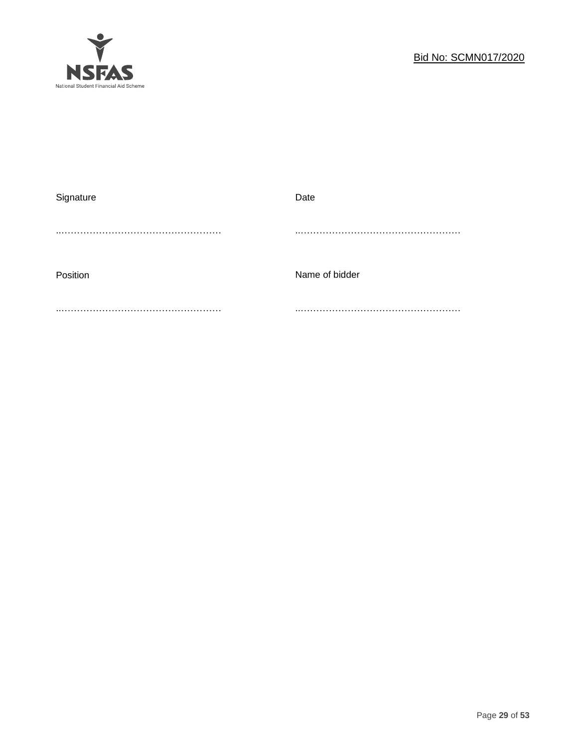| Signature | Date |
| --- | --- |
| ……………………………………………… | ……………………………………………… |
| Position | Name of bidder |
| ……………………………………………… | ……………………………………………… |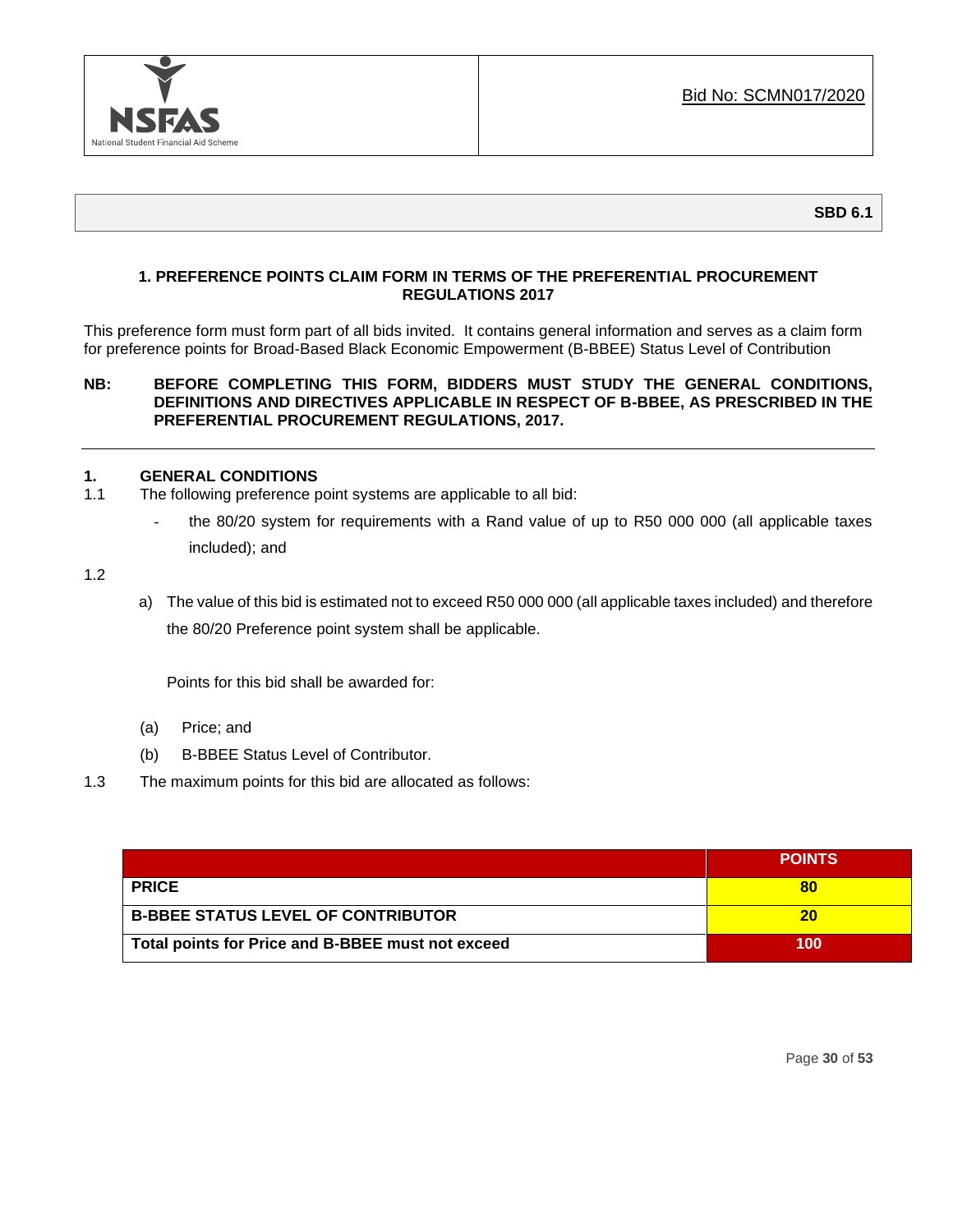NSFAS

National Student Financial Aid Scheme

Bid No: SCMN017/2020

**SBD 6.1**

**1. PREFERENCE POINTS CLAIM FORM IN TERMS OF THE PREFERENTIAL PROCUREMENT REGULATIONS 2017**

This preference form must form part of all bids invited. It contains general information and serves as a claim form for preference points for Broad-Based Black Economic Empowerment (B-BBEE) Status Level of Contribution

**NB: BEFORE COMPLETING THIS FORM, BIDDERS MUST STUDY THE GENERAL CONDITIONS, DEFINITIONS AND DIRECTIVES APPLICABLE IN RESPECT OF B-BBEE, AS PRESCRIBED IN THE PREFERENTIAL PROCUREMENT REGULATIONS, 2017.**

---

**1. GENERAL CONDITIONS**

1.1 The following preference point systems are applicable to all bid:

- the 80/20 system for requirements with a Rand value of up to R50 000 000 (all applicable taxes included); and

1.2

a) The value of this bid is estimated not to exceed R50 000 000 (all applicable taxes included) and therefore the 80/20 Preference point system shall be applicable.

Points for this bid shall be awarded for:

(a) Price; and

(b) B-BBEE Status Level of Contributor.

1.3 The maximum points for this bid are allocated as follows:

| | POINTS |
|---|---|
| **PRICE** | **80** |
| **B-BBEE STATUS LEVEL OF CONTRIBUTOR** | **20** |
| **Total points for Price and B-BBEE must not exceed** | **100** |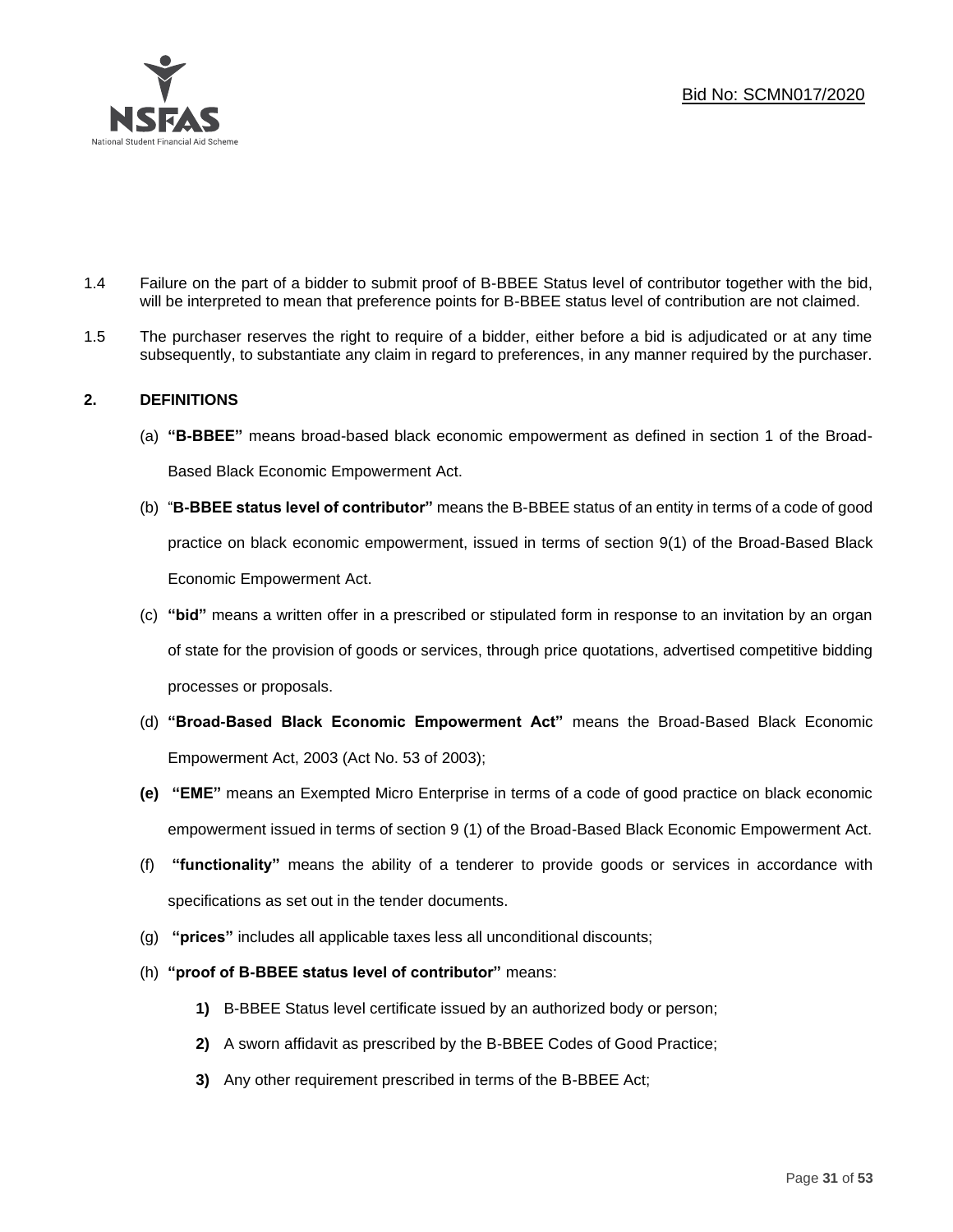1.4 Failure on the part of a bidder to submit proof of B-BBEE Status level of contributor together with the bid, will be interpreted to mean that preference points for B-BBEE status level of contribution are not claimed.

1.5 The purchaser reserves the right to require of a bidder, either before a bid is adjudicated or at any time subsequently, to substantiate any claim in regard to preferences, in any manner required by the purchaser.

## 2. DEFINITIONS

(a) **"B-BBEE"** means broad-based black economic empowerment as defined in section 1 of the Broad-Based Black Economic Empowerment Act.

(b) "**B-BBEE status level of contributor"** means the B-BBEE status of an entity in terms of a code of good practice on black economic empowerment, issued in terms of section 9(1) of the Broad-Based Black Economic Empowerment Act.

(c) **"bid"** means a written offer in a prescribed or stipulated form in response to an invitation by an organ of state for the provision of goods or services, through price quotations, advertised competitive bidding processes or proposals.

(d) **"Broad-Based Black Economic Empowerment Act"** means the Broad-Based Black Economic Empowerment Act, 2003 (Act No. 53 of 2003);

**(e)** **"EME"** means an Exempted Micro Enterprise in terms of a code of good practice on black economic empowerment issued in terms of section 9 (1) of the Broad-Based Black Economic Empowerment Act.

(f) **"functionality"** means the ability of a tenderer to provide goods or services in accordance with specifications as set out in the tender documents.

(g) **"prices"** includes all applicable taxes less all unconditional discounts;

(h) **"proof of B-BBEE status level of contributor"** means:

**1)** B-BBEE Status level certificate issued by an authorized body or person;

**2)** A sworn affidavit as prescribed by the B-BBEE Codes of Good Practice;

**3)** Any other requirement prescribed in terms of the B-BBEE Act;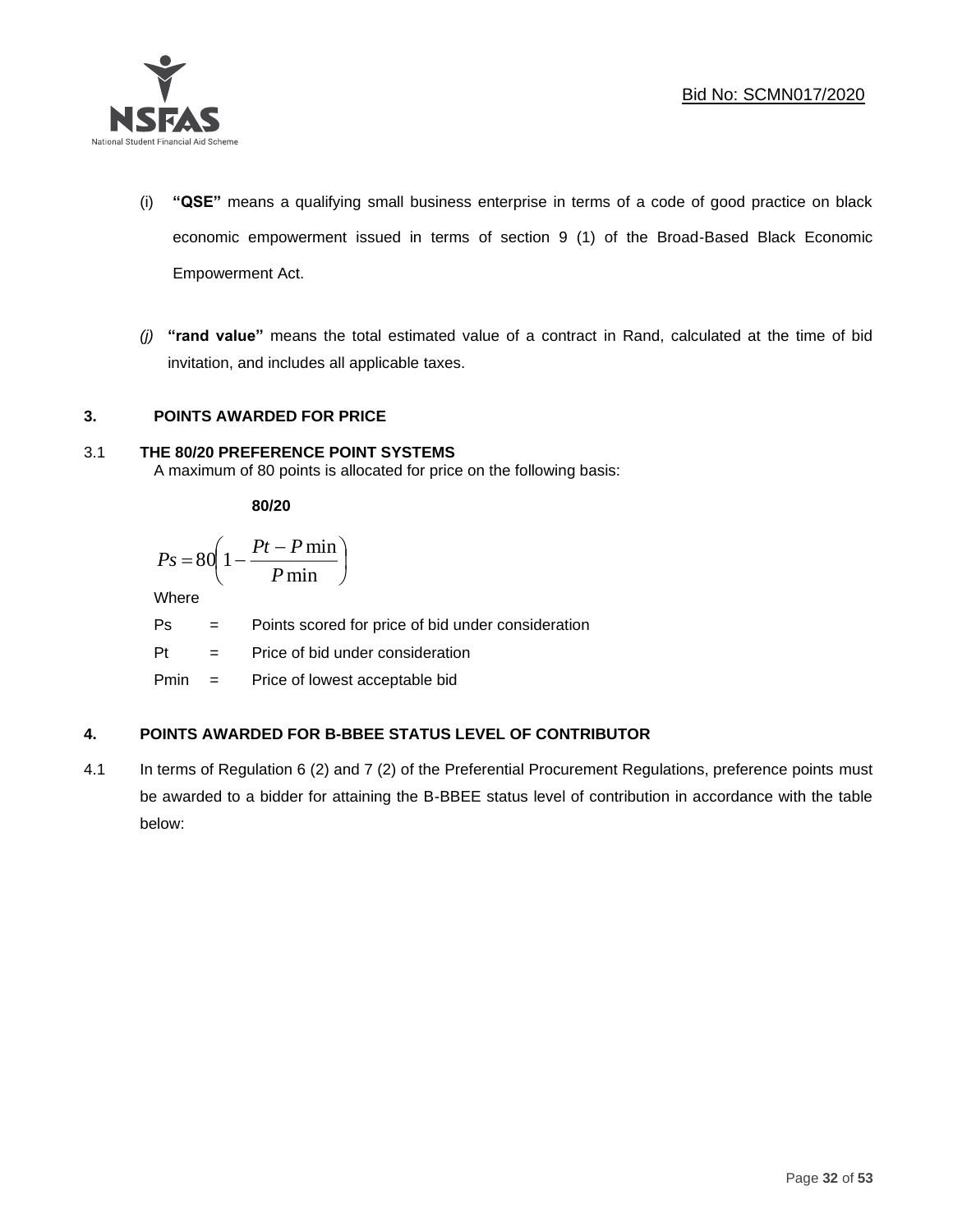(i) **"QSE"** means a qualifying small business enterprise in terms of a code of good practice on black economic empowerment issued in terms of section 9 (1) of the Broad-Based Black Economic Empowerment Act.

*(j)* **"rand value"** means the total estimated value of a contract in Rand, calculated at the time of bid invitation, and includes all applicable taxes.

## 3. POINTS AWARDED FOR PRICE

### 3.1 THE 80/20 PREFERENCE POINT SYSTEMS

A maximum of 80 points is allocated for price on the following basis:

**80/20**

$$Ps = 80\left(1 - \frac{Pt - P\min}{P\min}\right)$$

Where

Ps = Points scored for price of bid under consideration

Pt = Price of bid under consideration

Pmin = Price of lowest acceptable bid

## 4. POINTS AWARDED FOR B-BBEE STATUS LEVEL OF CONTRIBUTOR

4.1 In terms of Regulation 6 (2) and 7 (2) of the Preferential Procurement Regulations, preference points must be awarded to a bidder for attaining the B-BBEE status level of contribution in accordance with the table below: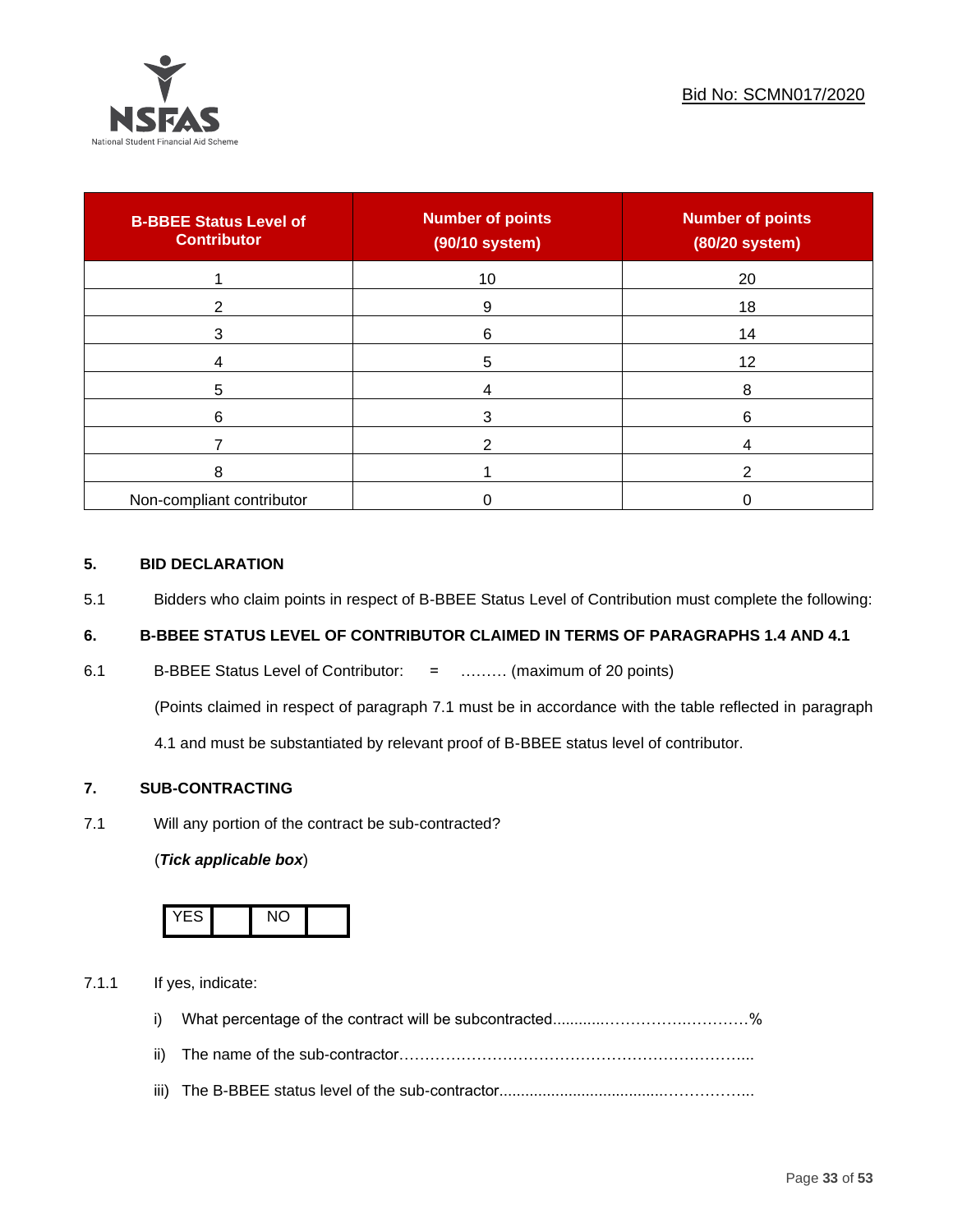Bid No: SCMN017/2020

| B-BBEE Status Level of Contributor | Number of points (90/10 system) | Number of points (80/20 system) |
|---|---|---|
| 1 | 10 | 20 |
| 2 | 9 | 18 |
| 3 | 6 | 14 |
| 4 | 5 | 12 |
| 5 | 4 | 8 |
| 6 | 3 | 6 |
| 7 | 2 | 4 |
| 8 | 1 | 2 |
| Non-compliant contributor | 0 | 0 |

**5. BID DECLARATION**

5.1 Bidders who claim points in respect of B-BBEE Status Level of Contribution must complete the following:

**6. B-BBEE STATUS LEVEL OF CONTRIBUTOR CLAIMED IN TERMS OF PARAGRAPHS 1.4 AND 4.1**

6.1 B-BBEE Status Level of Contributor: = ……… (maximum of 20 points)

(Points claimed in respect of paragraph 7.1 must be in accordance with the table reflected in paragraph 4.1 and must be substantiated by relevant proof of B-BBEE status level of contributor.

**7. SUB-CONTRACTING**

7.1 Will any portion of the contract be sub-contracted?

(***Tick applicable box***)

| YES | | NO | |
|---|---|---|---|

7.1.1 If yes, indicate:

i) What percentage of the contract will be subcontracted............……………….…………%

ii) The name of the sub-contractor…………………………………………………………....

iii) The B-BBEE status level of the sub-contractor......................................……………..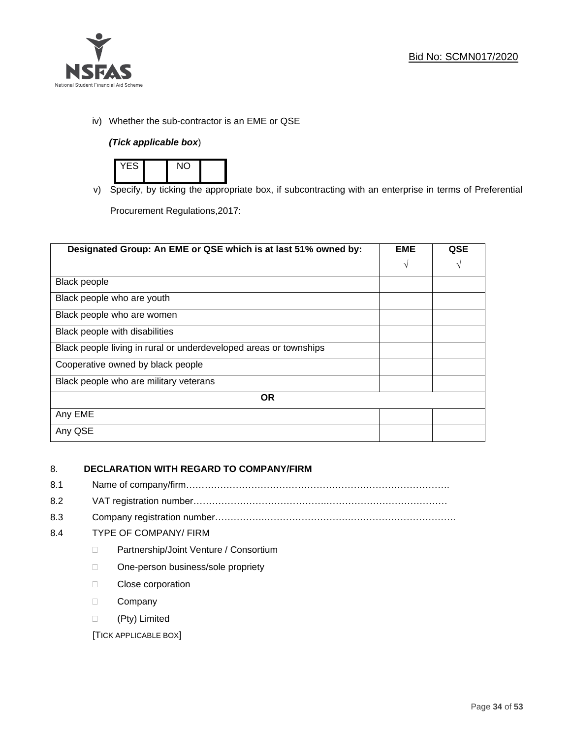iv) Whether the sub-contractor is an EME or QSE

*(Tick applicable box)*

| YES | | NO | |
|---|---|---|---|

v) Specify, by ticking the appropriate box, if subcontracting with an enterprise in terms of Preferential Procurement Regulations,2017:

| Designated Group: An EME or QSE which is at last 51% owned by: | EME √ | QSE √ |
|---|---|---|
| Black people | | |
| Black people who are youth | | |
| Black people who are women | | |
| Black people with disabilities | | |
| Black people living in rural or underdeveloped areas or townships | | |
| Cooperative owned by black people | | |
| Black people who are military veterans | | |
| **OR** | | |
| Any EME | | |
| Any QSE | | |

8. **DECLARATION WITH REGARD TO COMPANY/FIRM**

8.1 Name of company/firm……………………………………………………………………………

8.2 VAT registration number……………………………………………………………………….

8.3 Company registration number…………………………………………………………………….

8.4 TYPE OF COMPANY/ FIRM

- ☐ Partnership/Joint Venture / Consortium
- ☐ One-person business/sole propriety
- ☐ Close corporation
- ☐ Company
- ☐ (Pty) Limited

[TICK APPLICABLE BOX]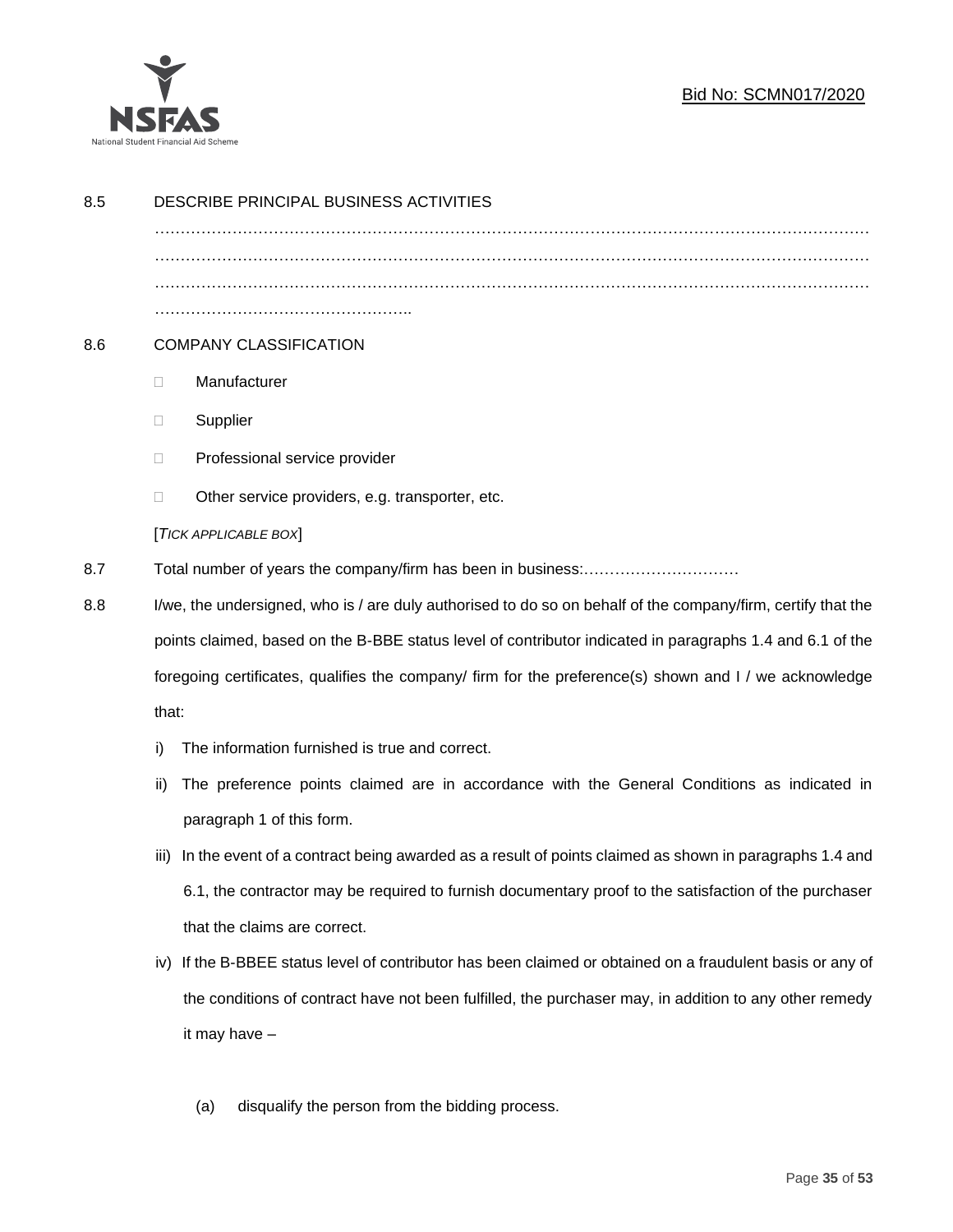8.5 DESCRIBE PRINCIPAL BUSINESS ACTIVITIES

……………………………………………………………………………………………………………………
……………………………………………………………………………………………………………………
……………………………………………………………………………………………………………………
…………………………………………..

8.6 COMPANY CLASSIFICATION

- ☐ Manufacturer
- ☐ Supplier
- ☐ Professional service provider
- ☐ Other service providers, e.g. transporter, etc.

[*TICK APPLICABLE BOX*]

8.7 Total number of years the company/firm has been in business:…………………………

8.8 I/we, the undersigned, who is / are duly authorised to do so on behalf of the company/firm, certify that the points claimed, based on the B-BBE status level of contributor indicated in paragraphs 1.4 and 6.1 of the foregoing certificates, qualifies the company/ firm for the preference(s) shown and I / we acknowledge that:

i) The information furnished is true and correct.

ii) The preference points claimed are in accordance with the General Conditions as indicated in paragraph 1 of this form.

iii) In the event of a contract being awarded as a result of points claimed as shown in paragraphs 1.4 and 6.1, the contractor may be required to furnish documentary proof to the satisfaction of the purchaser that the claims are correct.

iv) If the B-BBEE status level of contributor has been claimed or obtained on a fraudulent basis or any of the conditions of contract have not been fulfilled, the purchaser may, in addition to any other remedy it may have –

(a) disqualify the person from the bidding process.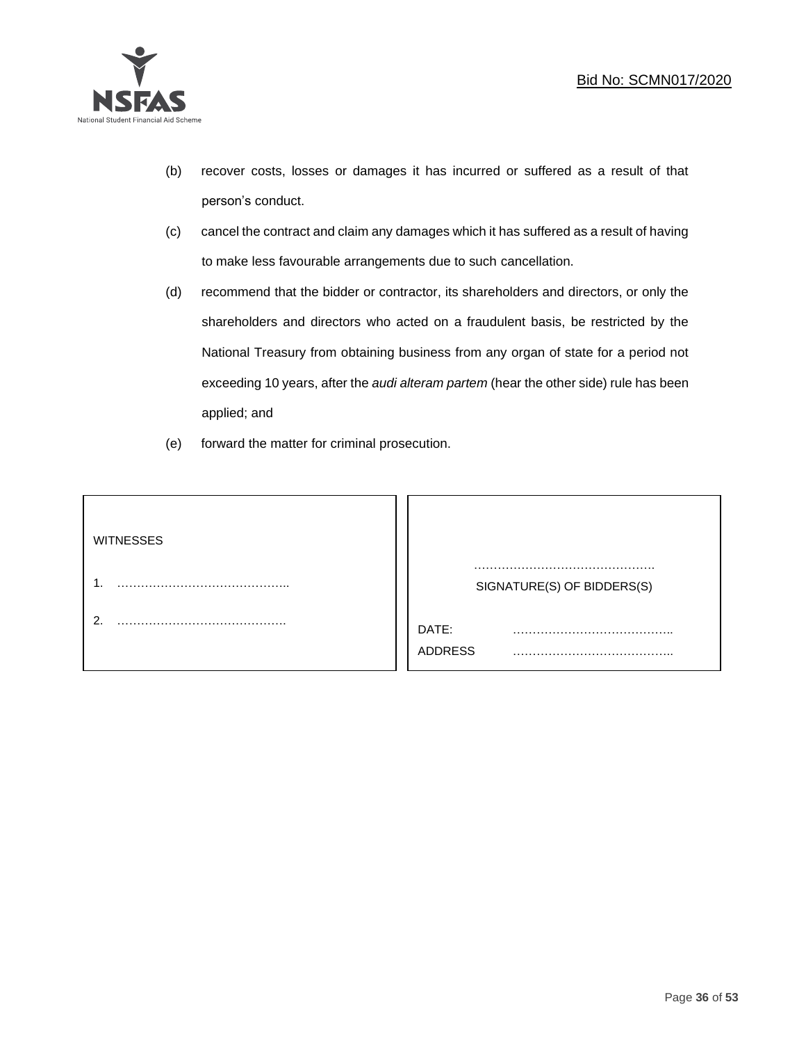(b) recover costs, losses or damages it has incurred or suffered as a result of that person's conduct.

(c) cancel the contract and claim any damages which it has suffered as a result of having to make less favourable arrangements due to such cancellation.

(d) recommend that the bidder or contractor, its shareholders and directors, or only the shareholders and directors who acted on a fraudulent basis, be restricted by the National Treasury from obtaining business from any organ of state for a period not exceeding 10 years, after the *audi alteram partem* (hear the other side) rule has been applied; and

(e) forward the matter for criminal prosecution.

| WITNESSES | |
|---|---|
| 1. …………………………………….. | ………………………………………. SIGNATURE(S) OF BIDDERS(S) |
| 2. ……………………………………. | DATE: ………………………………….. |
| | ADDRESS ………………………………….. |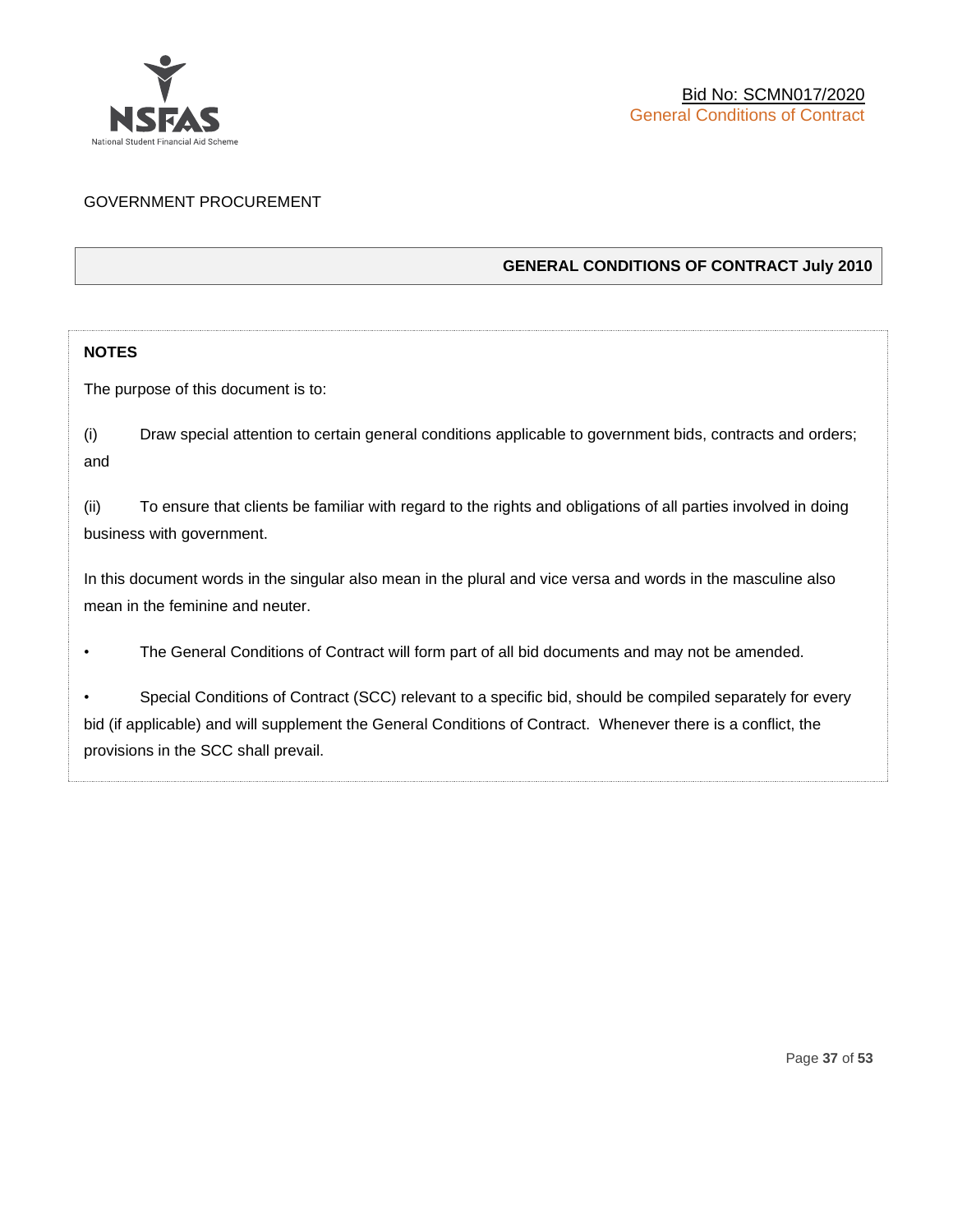GOVERNMENT PROCUREMENT

## GENERAL CONDITIONS OF CONTRACT July 2010

**NOTES**

The purpose of this document is to:

(i) Draw special attention to certain general conditions applicable to government bids, contracts and orders; and

(ii) To ensure that clients be familiar with regard to the rights and obligations of all parties involved in doing business with government.

In this document words in the singular also mean in the plural and vice versa and words in the masculine also mean in the feminine and neuter.

- The General Conditions of Contract will form part of all bid documents and may not be amended.
- Special Conditions of Contract (SCC) relevant to a specific bid, should be compiled separately for every bid (if applicable) and will supplement the General Conditions of Contract. Whenever there is a conflict, the provisions in the SCC shall prevail.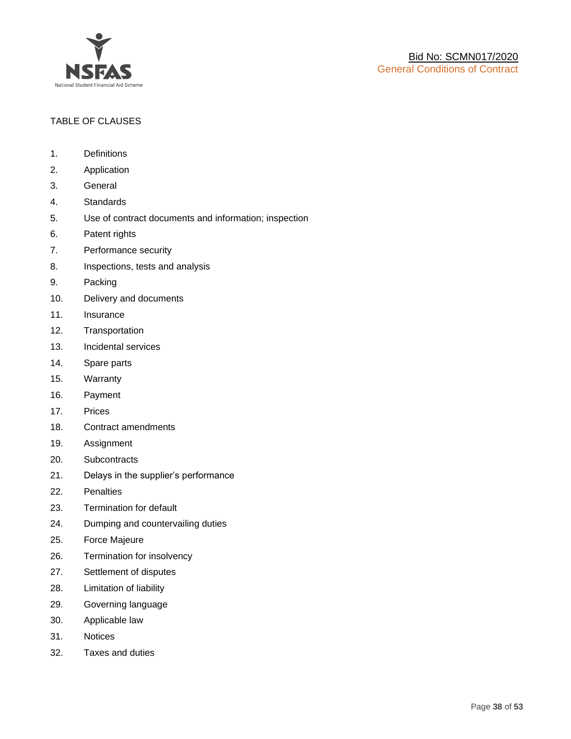TABLE OF CLAUSES

1. Definitions
2. Application
3. General
4. Standards
5. Use of contract documents and information; inspection
6. Patent rights
7. Performance security
8. Inspections, tests and analysis
9. Packing
10. Delivery and documents
11. Insurance
12. Transportation
13. Incidental services
14. Spare parts
15. Warranty
16. Payment
17. Prices
18. Contract amendments
19. Assignment
20. Subcontracts
21. Delays in the supplier's performance
22. Penalties
23. Termination for default
24. Dumping and countervailing duties
25. Force Majeure
26. Termination for insolvency
27. Settlement of disputes
28. Limitation of liability
29. Governing language
30. Applicable law
31. Notices
32. Taxes and duties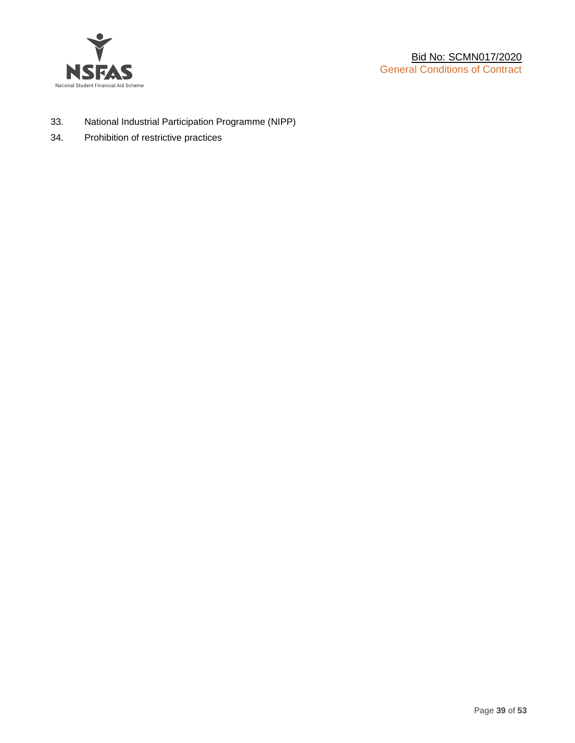33. National Industrial Participation Programme (NIPP)
34. Prohibition of restrictive practices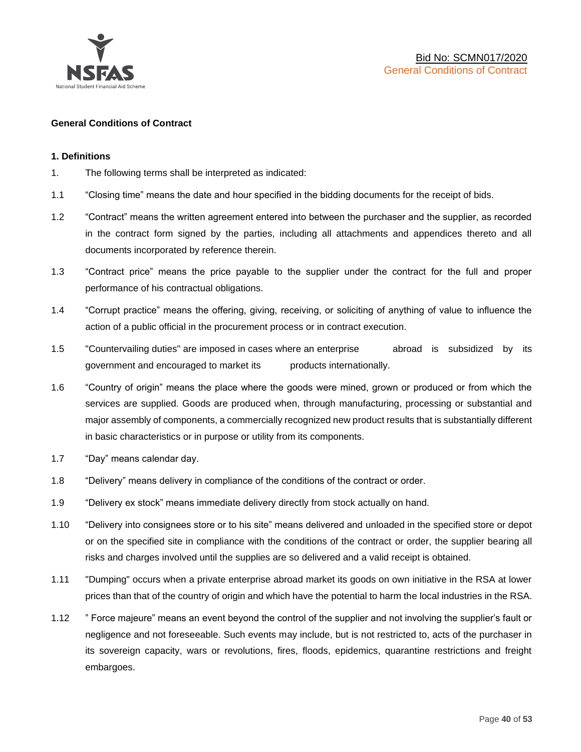## General Conditions of Contract

### 1. Definitions

1. The following terms shall be interpreted as indicated:

1.1 "Closing time" means the date and hour specified in the bidding documents for the receipt of bids.

1.2 "Contract" means the written agreement entered into between the purchaser and the supplier, as recorded in the contract form signed by the parties, including all attachments and appendices thereto and all documents incorporated by reference therein.

1.3 "Contract price" means the price payable to the supplier under the contract for the full and proper performance of his contractual obligations.

1.4 "Corrupt practice" means the offering, giving, receiving, or soliciting of anything of value to influence the action of a public official in the procurement process or in contract execution.

1.5 "Countervailing duties" are imposed in cases where an enterprise abroad is subsidized by its government and encouraged to market its products internationally.

1.6 "Country of origin" means the place where the goods were mined, grown or produced or from which the services are supplied. Goods are produced when, through manufacturing, processing or substantial and major assembly of components, a commercially recognized new product results that is substantially different in basic characteristics or in purpose or utility from its components.

1.7 "Day" means calendar day.

1.8 "Delivery" means delivery in compliance of the conditions of the contract or order.

1.9 "Delivery ex stock" means immediate delivery directly from stock actually on hand.

1.10 "Delivery into consignees store or to his site" means delivered and unloaded in the specified store or depot or on the specified site in compliance with the conditions of the contract or order, the supplier bearing all risks and charges involved until the supplies are so delivered and a valid receipt is obtained.

1.11 "Dumping" occurs when a private enterprise abroad market its goods on own initiative in the RSA at lower prices than that of the country of origin and which have the potential to harm the local industries in the RSA.

1.12 " Force majeure" means an event beyond the control of the supplier and not involving the supplier's fault or negligence and not foreseeable. Such events may include, but is not restricted to, acts of the purchaser in its sovereign capacity, wars or revolutions, fires, floods, epidemics, quarantine restrictions and freight embargoes.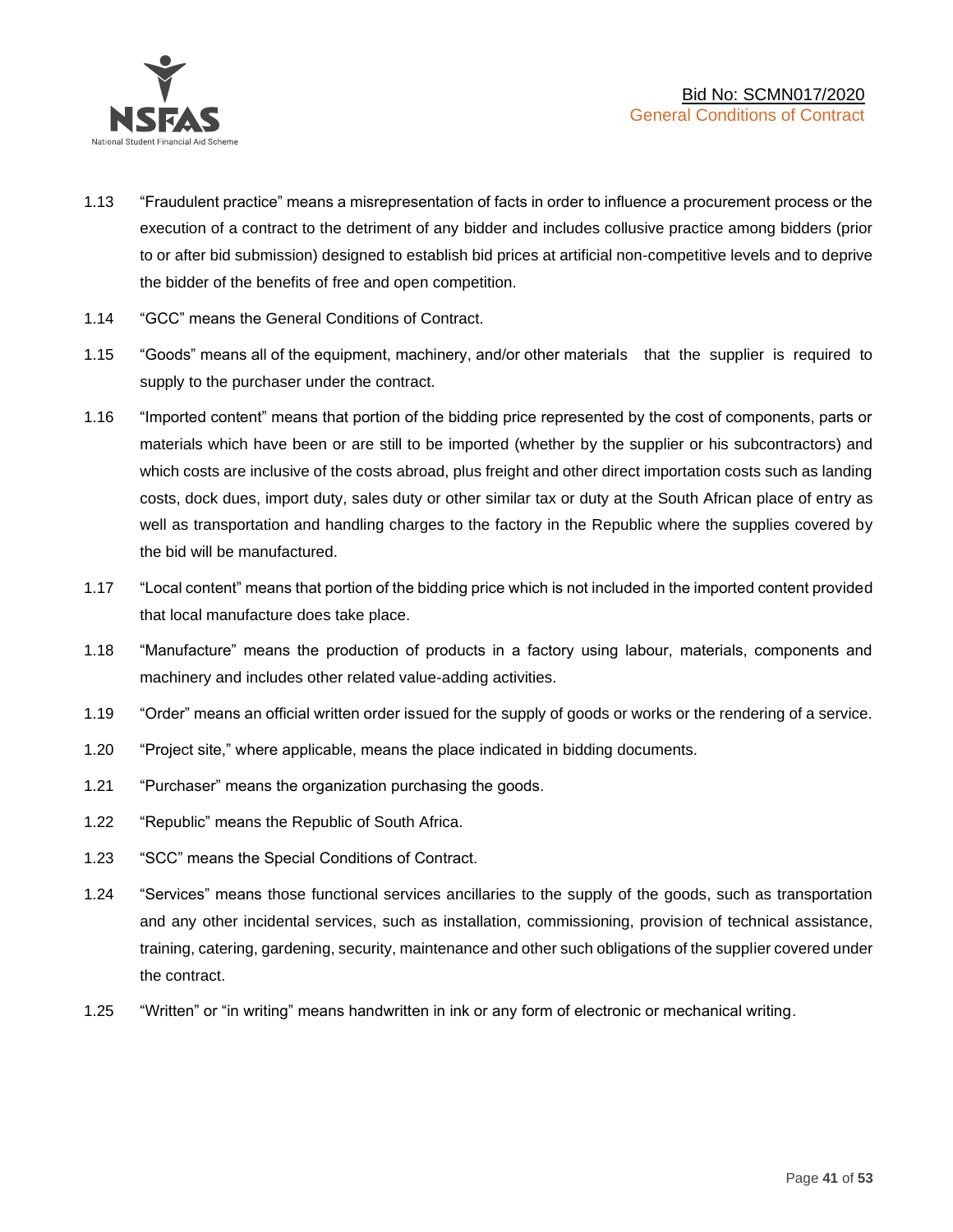1.13 "Fraudulent practice" means a misrepresentation of facts in order to influence a procurement process or the execution of a contract to the detriment of any bidder and includes collusive practice among bidders (prior to or after bid submission) designed to establish bid prices at artificial non-competitive levels and to deprive the bidder of the benefits of free and open competition.

1.14 "GCC" means the General Conditions of Contract.

1.15 "Goods" means all of the equipment, machinery, and/or other materials that the supplier is required to supply to the purchaser under the contract.

1.16 "Imported content" means that portion of the bidding price represented by the cost of components, parts or materials which have been or are still to be imported (whether by the supplier or his subcontractors) and which costs are inclusive of the costs abroad, plus freight and other direct importation costs such as landing costs, dock dues, import duty, sales duty or other similar tax or duty at the South African place of entry as well as transportation and handling charges to the factory in the Republic where the supplies covered by the bid will be manufactured.

1.17 "Local content" means that portion of the bidding price which is not included in the imported content provided that local manufacture does take place.

1.18 "Manufacture" means the production of products in a factory using labour, materials, components and machinery and includes other related value-adding activities.

1.19 "Order" means an official written order issued for the supply of goods or works or the rendering of a service.

1.20 "Project site," where applicable, means the place indicated in bidding documents.

1.21 "Purchaser" means the organization purchasing the goods.

1.22 "Republic" means the Republic of South Africa.

1.23 "SCC" means the Special Conditions of Contract.

1.24 "Services" means those functional services ancillaries to the supply of the goods, such as transportation and any other incidental services, such as installation, commissioning, provision of technical assistance, training, catering, gardening, security, maintenance and other such obligations of the supplier covered under the contract.

1.25 "Written" or "in writing" means handwritten in ink or any form of electronic or mechanical writing.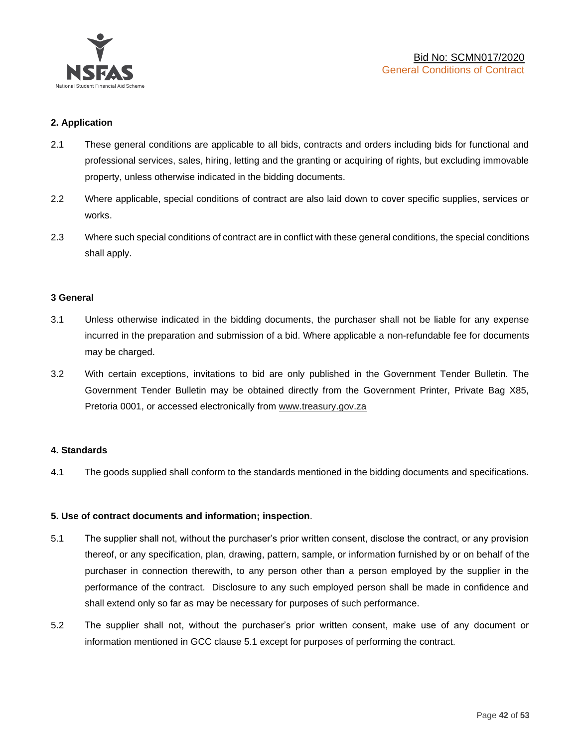## 2. Application

2.1 These general conditions are applicable to all bids, contracts and orders including bids for functional and professional services, sales, hiring, letting and the granting or acquiring of rights, but excluding immovable property, unless otherwise indicated in the bidding documents.

2.2 Where applicable, special conditions of contract are also laid down to cover specific supplies, services or works.

2.3 Where such special conditions of contract are in conflict with these general conditions, the special conditions shall apply.

## 3 General

3.1 Unless otherwise indicated in the bidding documents, the purchaser shall not be liable for any expense incurred in the preparation and submission of a bid. Where applicable a non-refundable fee for documents may be charged.

3.2 With certain exceptions, invitations to bid are only published in the Government Tender Bulletin. The Government Tender Bulletin may be obtained directly from the Government Printer, Private Bag X85, Pretoria 0001, or accessed electronically from www.treasury.gov.za

## 4. Standards

4.1 The goods supplied shall conform to the standards mentioned in the bidding documents and specifications.

## 5. Use of contract documents and information; inspection.

5.1 The supplier shall not, without the purchaser's prior written consent, disclose the contract, or any provision thereof, or any specification, plan, drawing, pattern, sample, or information furnished by or on behalf of the purchaser in connection therewith, to any person other than a person employed by the supplier in the performance of the contract. Disclosure to any such employed person shall be made in confidence and shall extend only so far as may be necessary for purposes of such performance.

5.2 The supplier shall not, without the purchaser's prior written consent, make use of any document or information mentioned in GCC clause 5.1 except for purposes of performing the contract.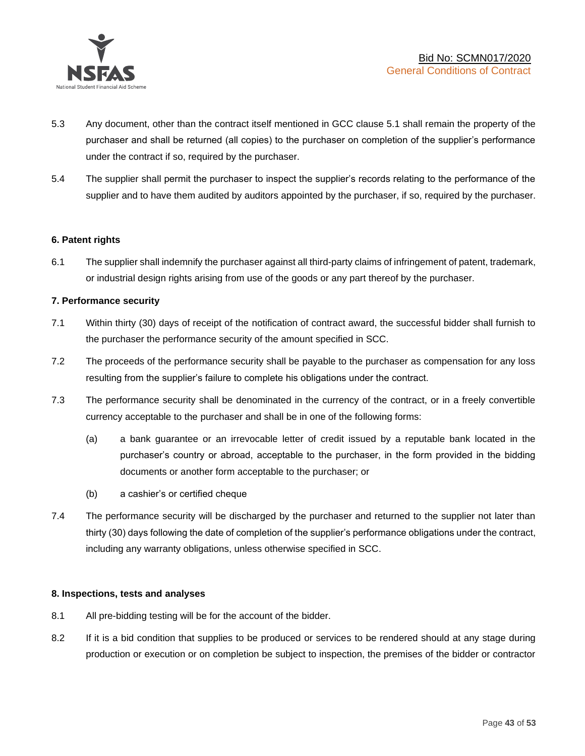5.3 Any document, other than the contract itself mentioned in GCC clause 5.1 shall remain the property of the purchaser and shall be returned (all copies) to the purchaser on completion of the supplier's performance under the contract if so, required by the purchaser.

5.4 The supplier shall permit the purchaser to inspect the supplier's records relating to the performance of the supplier and to have them audited by auditors appointed by the purchaser, if so, required by the purchaser.

**6. Patent rights**

6.1 The supplier shall indemnify the purchaser against all third-party claims of infringement of patent, trademark, or industrial design rights arising from use of the goods or any part thereof by the purchaser.

**7. Performance security**

7.1 Within thirty (30) days of receipt of the notification of contract award, the successful bidder shall furnish to the purchaser the performance security of the amount specified in SCC.

7.2 The proceeds of the performance security shall be payable to the purchaser as compensation for any loss resulting from the supplier's failure to complete his obligations under the contract.

7.3 The performance security shall be denominated in the currency of the contract, or in a freely convertible currency acceptable to the purchaser and shall be in one of the following forms:

(a) a bank guarantee or an irrevocable letter of credit issued by a reputable bank located in the purchaser's country or abroad, acceptable to the purchaser, in the form provided in the bidding documents or another form acceptable to the purchaser; or

(b) a cashier's or certified cheque

7.4 The performance security will be discharged by the purchaser and returned to the supplier not later than thirty (30) days following the date of completion of the supplier's performance obligations under the contract, including any warranty obligations, unless otherwise specified in SCC.

**8. Inspections, tests and analyses**

8.1 All pre-bidding testing will be for the account of the bidder.

8.2 If it is a bid condition that supplies to be produced or services to be rendered should at any stage during production or execution or on completion be subject to inspection, the premises of the bidder or contractor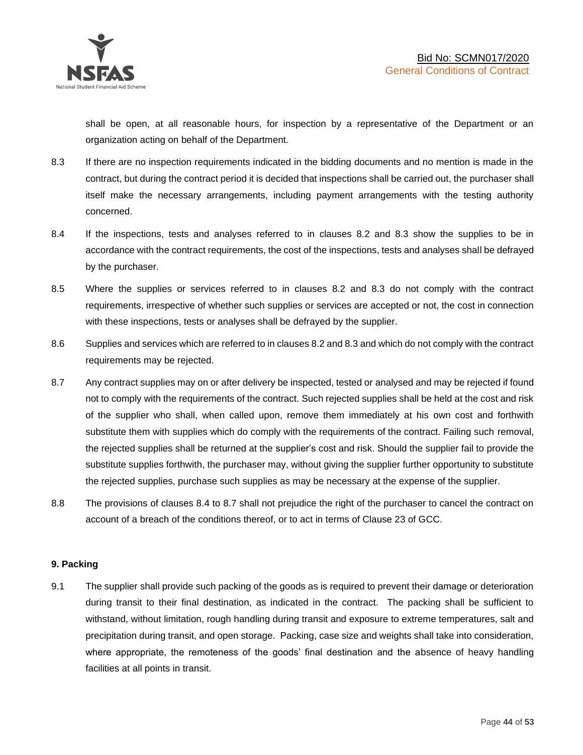shall be open, at all reasonable hours, for inspection by a representative of the Department or an organization acting on behalf of the Department.

8.3 If there are no inspection requirements indicated in the bidding documents and no mention is made in the contract, but during the contract period it is decided that inspections shall be carried out, the purchaser shall itself make the necessary arrangements, including payment arrangements with the testing authority concerned.

8.4 If the inspections, tests and analyses referred to in clauses 8.2 and 8.3 show the supplies to be in accordance with the contract requirements, the cost of the inspections, tests and analyses shall be defrayed by the purchaser.

8.5 Where the supplies or services referred to in clauses 8.2 and 8.3 do not comply with the contract requirements, irrespective of whether such supplies or services are accepted or not, the cost in connection with these inspections, tests or analyses shall be defrayed by the supplier.

8.6 Supplies and services which are referred to in clauses 8.2 and 8.3 and which do not comply with the contract requirements may be rejected.

8.7 Any contract supplies may on or after delivery be inspected, tested or analysed and may be rejected if found not to comply with the requirements of the contract. Such rejected supplies shall be held at the cost and risk of the supplier who shall, when called upon, remove them immediately at his own cost and forthwith substitute them with supplies which do comply with the requirements of the contract. Failing such removal, the rejected supplies shall be returned at the supplier's cost and risk. Should the supplier fail to provide the substitute supplies forthwith, the purchaser may, without giving the supplier further opportunity to substitute the rejected supplies, purchase such supplies as may be necessary at the expense of the supplier.

8.8 The provisions of clauses 8.4 to 8.7 shall not prejudice the right of the purchaser to cancel the contract on account of a breach of the conditions thereof, or to act in terms of Clause 23 of GCC.

**9. Packing**

9.1 The supplier shall provide such packing of the goods as is required to prevent their damage or deterioration during transit to their final destination, as indicated in the contract. The packing shall be sufficient to withstand, without limitation, rough handling during transit and exposure to extreme temperatures, salt and precipitation during transit, and open storage. Packing, case size and weights shall take into consideration, where appropriate, the remoteness of the goods' final destination and the absence of heavy handling facilities at all points in transit.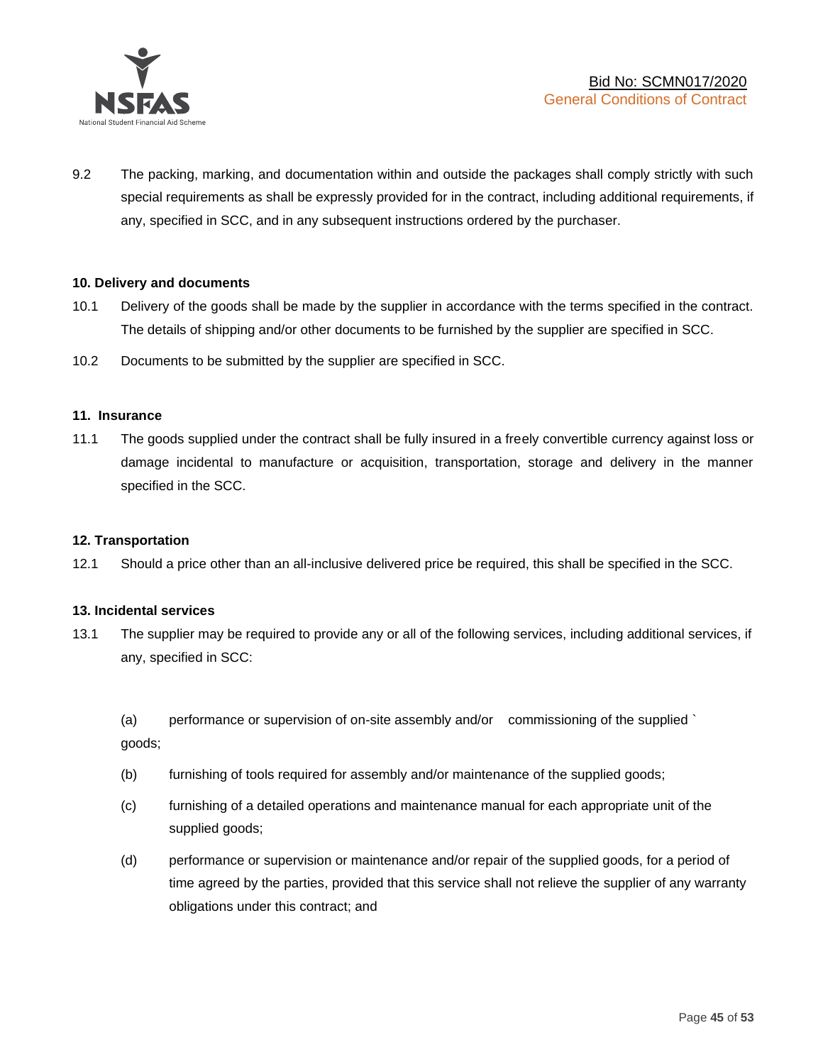9.2 The packing, marking, and documentation within and outside the packages shall comply strictly with such special requirements as shall be expressly provided for in the contract, including additional requirements, if any, specified in SCC, and in any subsequent instructions ordered by the purchaser.

**10. Delivery and documents**

10.1 Delivery of the goods shall be made by the supplier in accordance with the terms specified in the contract. The details of shipping and/or other documents to be furnished by the supplier are specified in SCC.

10.2 Documents to be submitted by the supplier are specified in SCC.

**11. Insurance**

11.1 The goods supplied under the contract shall be fully insured in a freely convertible currency against loss or damage incidental to manufacture or acquisition, transportation, storage and delivery in the manner specified in the SCC.

**12. Transportation**

12.1 Should a price other than an all-inclusive delivered price be required, this shall be specified in the SCC.

**13. Incidental services**

13.1 The supplier may be required to provide any or all of the following services, including additional services, if any, specified in SCC:

(a) performance or supervision of on-site assembly and/or commissioning of the supplied ` goods;

(b) furnishing of tools required for assembly and/or maintenance of the supplied goods;

(c) furnishing of a detailed operations and maintenance manual for each appropriate unit of the supplied goods;

(d) performance or supervision or maintenance and/or repair of the supplied goods, for a period of time agreed by the parties, provided that this service shall not relieve the supplier of any warranty obligations under this contract; and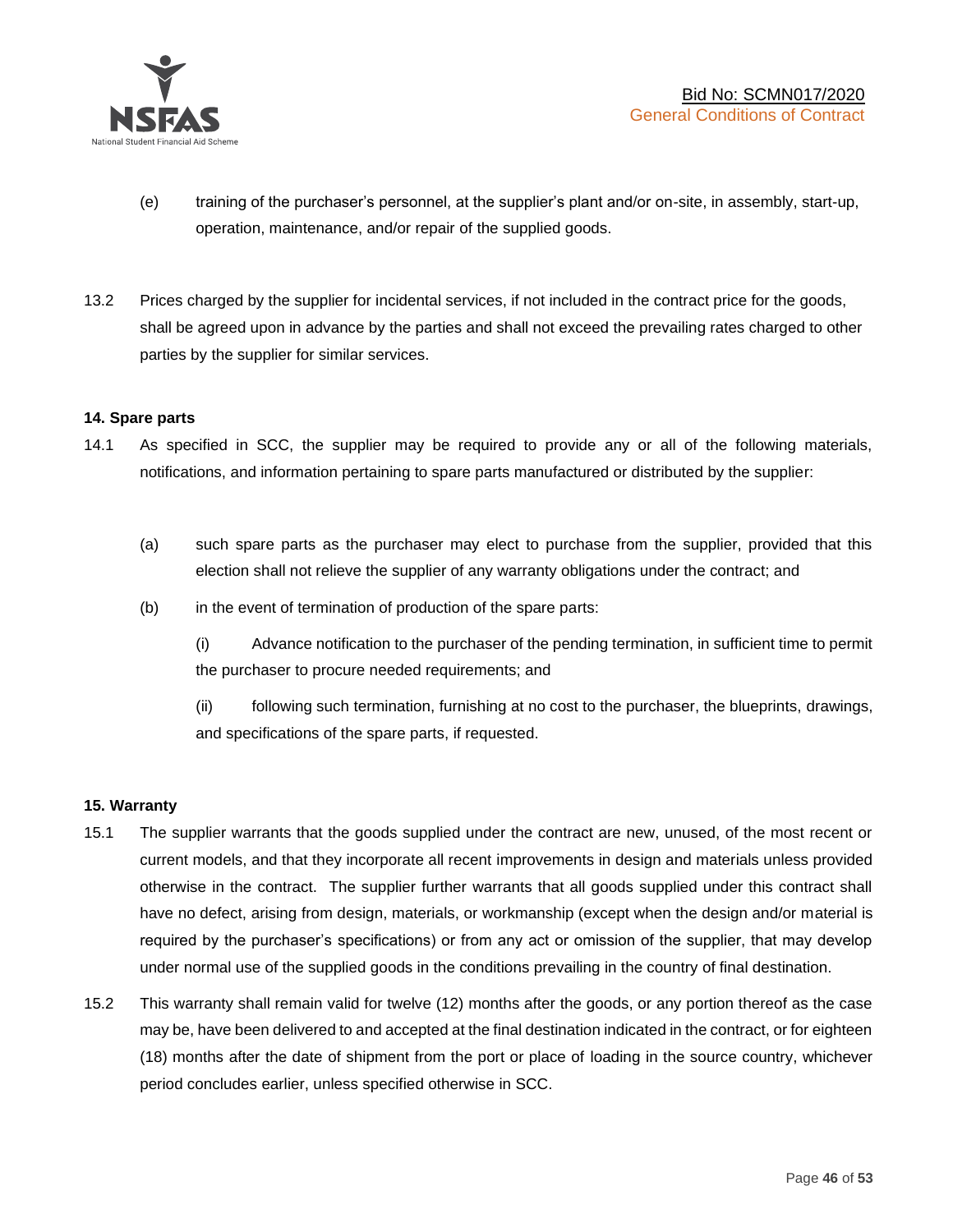(e) training of the purchaser's personnel, at the supplier's plant and/or on-site, in assembly, start-up, operation, maintenance, and/or repair of the supplied goods.

13.2 Prices charged by the supplier for incidental services, if not included in the contract price for the goods, shall be agreed upon in advance by the parties and shall not exceed the prevailing rates charged to other parties by the supplier for similar services.

**14. Spare parts**

14.1 As specified in SCC, the supplier may be required to provide any or all of the following materials, notifications, and information pertaining to spare parts manufactured or distributed by the supplier:

(a) such spare parts as the purchaser may elect to purchase from the supplier, provided that this election shall not relieve the supplier of any warranty obligations under the contract; and

(b) in the event of termination of production of the spare parts:

(i) Advance notification to the purchaser of the pending termination, in sufficient time to permit the purchaser to procure needed requirements; and

(ii) following such termination, furnishing at no cost to the purchaser, the blueprints, drawings, and specifications of the spare parts, if requested.

**15. Warranty**

15.1 The supplier warrants that the goods supplied under the contract are new, unused, of the most recent or current models, and that they incorporate all recent improvements in design and materials unless provided otherwise in the contract. The supplier further warrants that all goods supplied under this contract shall have no defect, arising from design, materials, or workmanship (except when the design and/or material is required by the purchaser's specifications) or from any act or omission of the supplier, that may develop under normal use of the supplied goods in the conditions prevailing in the country of final destination.

15.2 This warranty shall remain valid for twelve (12) months after the goods, or any portion thereof as the case may be, have been delivered to and accepted at the final destination indicated in the contract, or for eighteen (18) months after the date of shipment from the port or place of loading in the source country, whichever period concludes earlier, unless specified otherwise in SCC.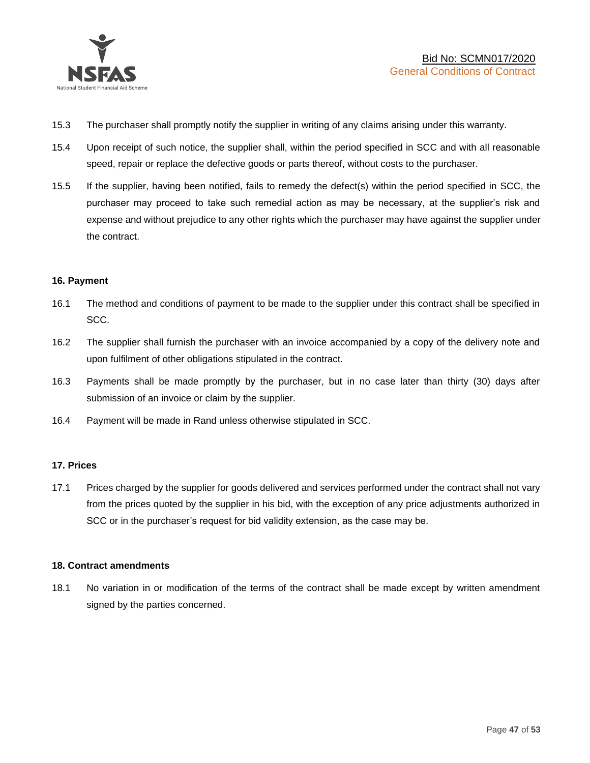15.3 The purchaser shall promptly notify the supplier in writing of any claims arising under this warranty.

15.4 Upon receipt of such notice, the supplier shall, within the period specified in SCC and with all reasonable speed, repair or replace the defective goods or parts thereof, without costs to the purchaser.

15.5 If the supplier, having been notified, fails to remedy the defect(s) within the period specified in SCC, the purchaser may proceed to take such remedial action as may be necessary, at the supplier's risk and expense and without prejudice to any other rights which the purchaser may have against the supplier under the contract.

**16. Payment**

16.1 The method and conditions of payment to be made to the supplier under this contract shall be specified in SCC.

16.2 The supplier shall furnish the purchaser with an invoice accompanied by a copy of the delivery note and upon fulfilment of other obligations stipulated in the contract.

16.3 Payments shall be made promptly by the purchaser, but in no case later than thirty (30) days after submission of an invoice or claim by the supplier.

16.4 Payment will be made in Rand unless otherwise stipulated in SCC.

**17. Prices**

17.1 Prices charged by the supplier for goods delivered and services performed under the contract shall not vary from the prices quoted by the supplier in his bid, with the exception of any price adjustments authorized in SCC or in the purchaser's request for bid validity extension, as the case may be.

**18. Contract amendments**

18.1 No variation in or modification of the terms of the contract shall be made except by written amendment signed by the parties concerned.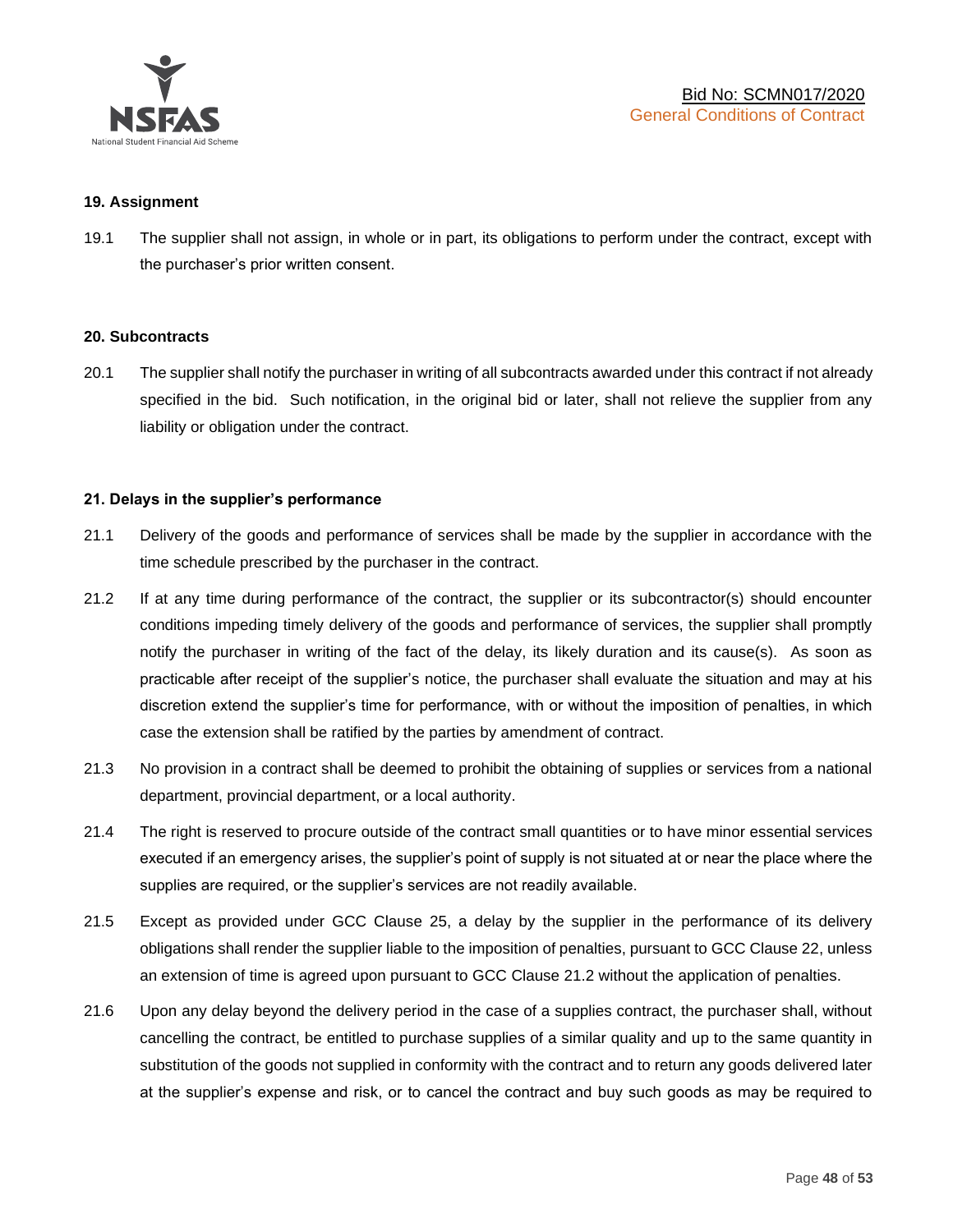### 19. Assignment

19.1 The supplier shall not assign, in whole or in part, its obligations to perform under the contract, except with the purchaser's prior written consent.

### 20. Subcontracts

20.1 The supplier shall notify the purchaser in writing of all subcontracts awarded under this contract if not already specified in the bid. Such notification, in the original bid or later, shall not relieve the supplier from any liability or obligation under the contract.

### 21. Delays in the supplier's performance

21.1 Delivery of the goods and performance of services shall be made by the supplier in accordance with the time schedule prescribed by the purchaser in the contract.

21.2 If at any time during performance of the contract, the supplier or its subcontractor(s) should encounter conditions impeding timely delivery of the goods and performance of services, the supplier shall promptly notify the purchaser in writing of the fact of the delay, its likely duration and its cause(s). As soon as practicable after receipt of the supplier's notice, the purchaser shall evaluate the situation and may at his discretion extend the supplier's time for performance, with or without the imposition of penalties, in which case the extension shall be ratified by the parties by amendment of contract.

21.3 No provision in a contract shall be deemed to prohibit the obtaining of supplies or services from a national department, provincial department, or a local authority.

21.4 The right is reserved to procure outside of the contract small quantities or to have minor essential services executed if an emergency arises, the supplier's point of supply is not situated at or near the place where the supplies are required, or the supplier's services are not readily available.

21.5 Except as provided under GCC Clause 25, a delay by the supplier in the performance of its delivery obligations shall render the supplier liable to the imposition of penalties, pursuant to GCC Clause 22, unless an extension of time is agreed upon pursuant to GCC Clause 21.2 without the application of penalties.

21.6 Upon any delay beyond the delivery period in the case of a supplies contract, the purchaser shall, without cancelling the contract, be entitled to purchase supplies of a similar quality and up to the same quantity in substitution of the goods not supplied in conformity with the contract and to return any goods delivered later at the supplier's expense and risk, or to cancel the contract and buy such goods as may be required to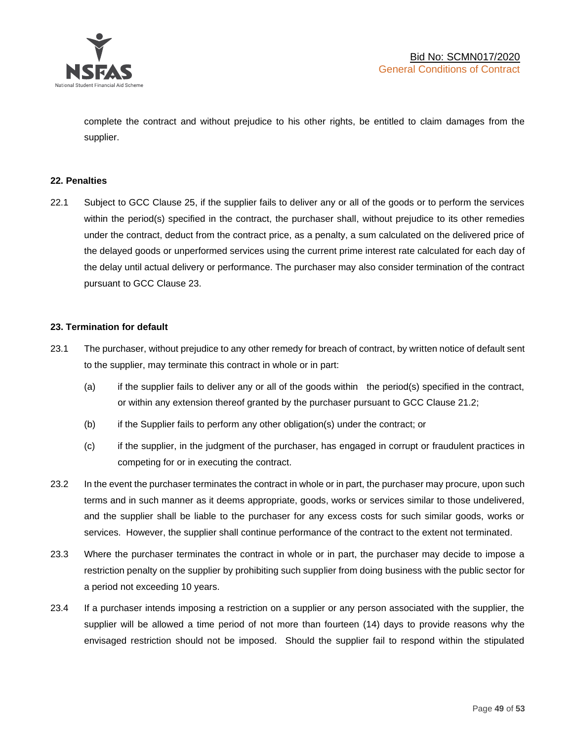complete the contract and without prejudice to his other rights, be entitled to claim damages from the supplier.

**22. Penalties**

22.1 Subject to GCC Clause 25, if the supplier fails to deliver any or all of the goods or to perform the services within the period(s) specified in the contract, the purchaser shall, without prejudice to its other remedies under the contract, deduct from the contract price, as a penalty, a sum calculated on the delivered price of the delayed goods or unperformed services using the current prime interest rate calculated for each day of the delay until actual delivery or performance. The purchaser may also consider termination of the contract pursuant to GCC Clause 23.

**23. Termination for default**

23.1 The purchaser, without prejudice to any other remedy for breach of contract, by written notice of default sent to the supplier, may terminate this contract in whole or in part:

(a) if the supplier fails to deliver any or all of the goods within the period(s) specified in the contract, or within any extension thereof granted by the purchaser pursuant to GCC Clause 21.2;

(b) if the Supplier fails to perform any other obligation(s) under the contract; or

(c) if the supplier, in the judgment of the purchaser, has engaged in corrupt or fraudulent practices in competing for or in executing the contract.

23.2 In the event the purchaser terminates the contract in whole or in part, the purchaser may procure, upon such terms and in such manner as it deems appropriate, goods, works or services similar to those undelivered, and the supplier shall be liable to the purchaser for any excess costs for such similar goods, works or services. However, the supplier shall continue performance of the contract to the extent not terminated.

23.3 Where the purchaser terminates the contract in whole or in part, the purchaser may decide to impose a restriction penalty on the supplier by prohibiting such supplier from doing business with the public sector for a period not exceeding 10 years.

23.4 If a purchaser intends imposing a restriction on a supplier or any person associated with the supplier, the supplier will be allowed a time period of not more than fourteen (14) days to provide reasons why the envisaged restriction should not be imposed. Should the supplier fail to respond within the stipulated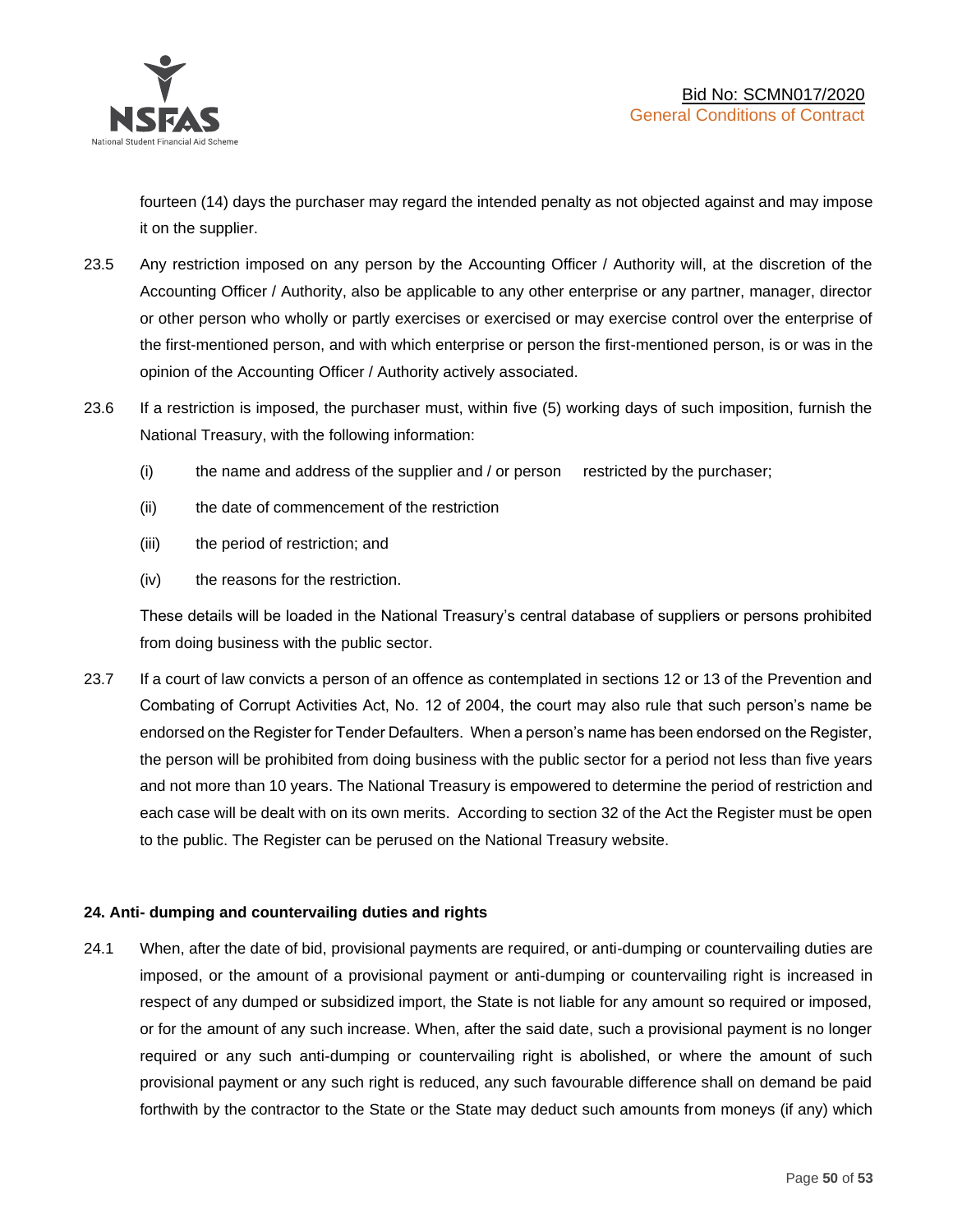fourteen (14) days the purchaser may regard the intended penalty as not objected against and may impose it on the supplier.

23.5 Any restriction imposed on any person by the Accounting Officer / Authority will, at the discretion of the Accounting Officer / Authority, also be applicable to any other enterprise or any partner, manager, director or other person who wholly or partly exercises or exercised or may exercise control over the enterprise of the first-mentioned person, and with which enterprise or person the first-mentioned person, is or was in the opinion of the Accounting Officer / Authority actively associated.

23.6 If a restriction is imposed, the purchaser must, within five (5) working days of such imposition, furnish the National Treasury, with the following information:

(i) the name and address of the supplier and / or person restricted by the purchaser;

(ii) the date of commencement of the restriction

(iii) the period of restriction; and

(iv) the reasons for the restriction.

These details will be loaded in the National Treasury's central database of suppliers or persons prohibited from doing business with the public sector.

23.7 If a court of law convicts a person of an offence as contemplated in sections 12 or 13 of the Prevention and Combating of Corrupt Activities Act, No. 12 of 2004, the court may also rule that such person's name be endorsed on the Register for Tender Defaulters. When a person's name has been endorsed on the Register, the person will be prohibited from doing business with the public sector for a period not less than five years and not more than 10 years. The National Treasury is empowered to determine the period of restriction and each case will be dealt with on its own merits. According to section 32 of the Act the Register must be open to the public. The Register can be perused on the National Treasury website.

**24. Anti- dumping and countervailing duties and rights**

24.1 When, after the date of bid, provisional payments are required, or anti-dumping or countervailing duties are imposed, or the amount of a provisional payment or anti-dumping or countervailing right is increased in respect of any dumped or subsidized import, the State is not liable for any amount so required or imposed, or for the amount of any such increase. When, after the said date, such a provisional payment is no longer required or any such anti-dumping or countervailing right is abolished, or where the amount of such provisional payment or any such right is reduced, any such favourable difference shall on demand be paid forthwith by the contractor to the State or the State may deduct such amounts from moneys (if any) which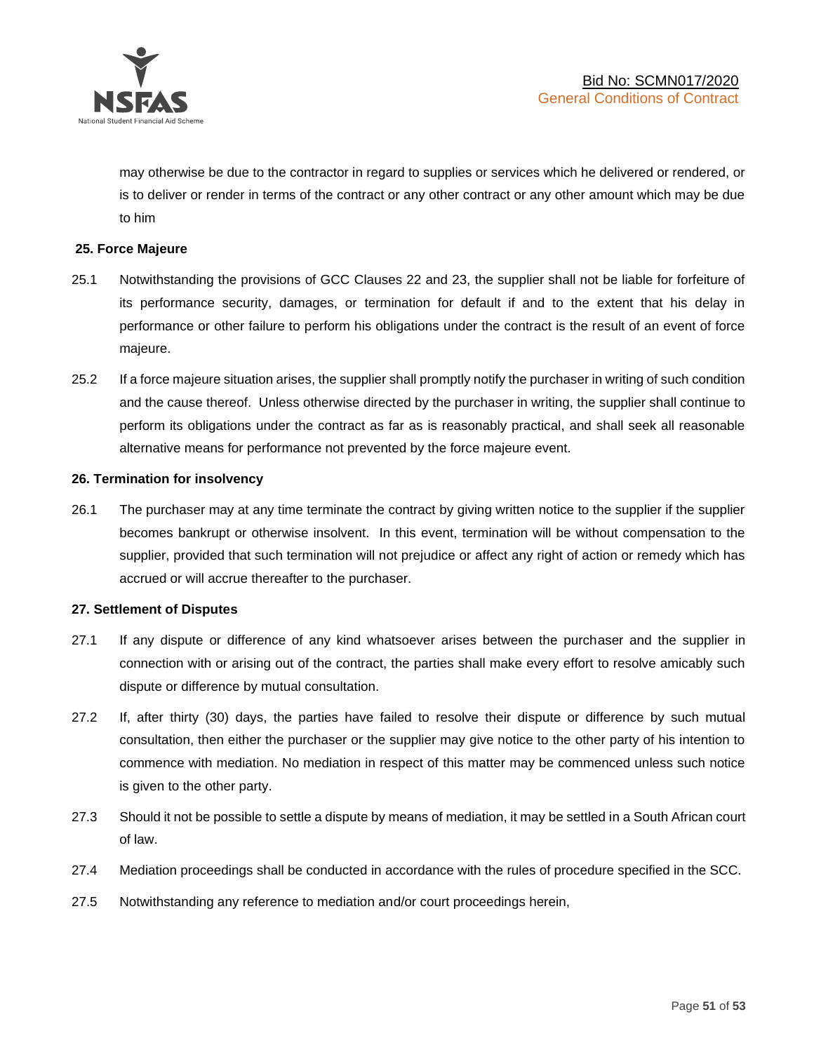may otherwise be due to the contractor in regard to supplies or services which he delivered or rendered, or is to deliver or render in terms of the contract or any other contract or any other amount which may be due to him

**25. Force Majeure**

25.1 Notwithstanding the provisions of GCC Clauses 22 and 23, the supplier shall not be liable for forfeiture of its performance security, damages, or termination for default if and to the extent that his delay in performance or other failure to perform his obligations under the contract is the result of an event of force majeure.

25.2 If a force majeure situation arises, the supplier shall promptly notify the purchaser in writing of such condition and the cause thereof. Unless otherwise directed by the purchaser in writing, the supplier shall continue to perform its obligations under the contract as far as is reasonably practical, and shall seek all reasonable alternative means for performance not prevented by the force majeure event.

**26. Termination for insolvency**

26.1 The purchaser may at any time terminate the contract by giving written notice to the supplier if the supplier becomes bankrupt or otherwise insolvent. In this event, termination will be without compensation to the supplier, provided that such termination will not prejudice or affect any right of action or remedy which has accrued or will accrue thereafter to the purchaser.

**27. Settlement of Disputes**

27.1 If any dispute or difference of any kind whatsoever arises between the purchaser and the supplier in connection with or arising out of the contract, the parties shall make every effort to resolve amicably such dispute or difference by mutual consultation.

27.2 If, after thirty (30) days, the parties have failed to resolve their dispute or difference by such mutual consultation, then either the purchaser or the supplier may give notice to the other party of his intention to commence with mediation. No mediation in respect of this matter may be commenced unless such notice is given to the other party.

27.3 Should it not be possible to settle a dispute by means of mediation, it may be settled in a South African court of law.

27.4 Mediation proceedings shall be conducted in accordance with the rules of procedure specified in the SCC.

27.5 Notwithstanding any reference to mediation and/or court proceedings herein,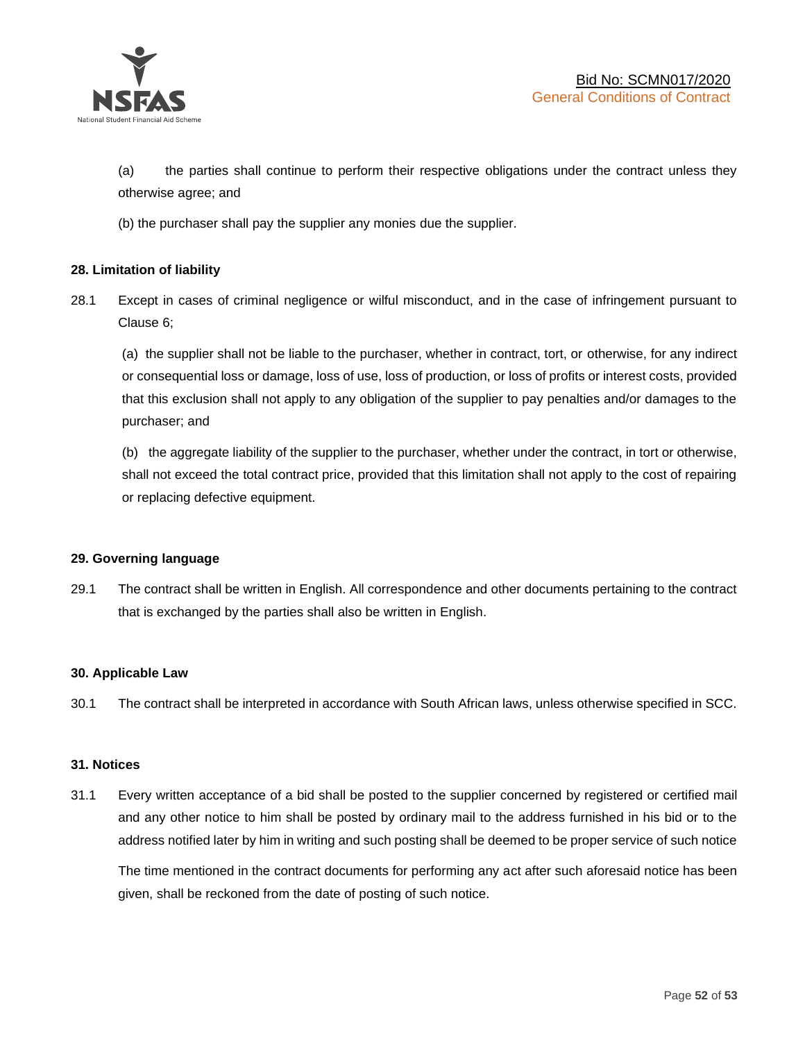(a) the parties shall continue to perform their respective obligations under the contract unless they otherwise agree; and

(b) the purchaser shall pay the supplier any monies due the supplier.

**28. Limitation of liability**

28.1 Except in cases of criminal negligence or wilful misconduct, and in the case of infringement pursuant to Clause 6;

(a) the supplier shall not be liable to the purchaser, whether in contract, tort, or otherwise, for any indirect or consequential loss or damage, loss of use, loss of production, or loss of profits or interest costs, provided that this exclusion shall not apply to any obligation of the supplier to pay penalties and/or damages to the purchaser; and

(b) the aggregate liability of the supplier to the purchaser, whether under the contract, in tort or otherwise, shall not exceed the total contract price, provided that this limitation shall not apply to the cost of repairing or replacing defective equipment.

**29. Governing language**

29.1 The contract shall be written in English. All correspondence and other documents pertaining to the contract that is exchanged by the parties shall also be written in English.

**30. Applicable Law**

30.1 The contract shall be interpreted in accordance with South African laws, unless otherwise specified in SCC.

**31. Notices**

31.1 Every written acceptance of a bid shall be posted to the supplier concerned by registered or certified mail and any other notice to him shall be posted by ordinary mail to the address furnished in his bid or to the address notified later by him in writing and such posting shall be deemed to be proper service of such notice

The time mentioned in the contract documents for performing any act after such aforesaid notice has been given, shall be reckoned from the date of posting of such notice.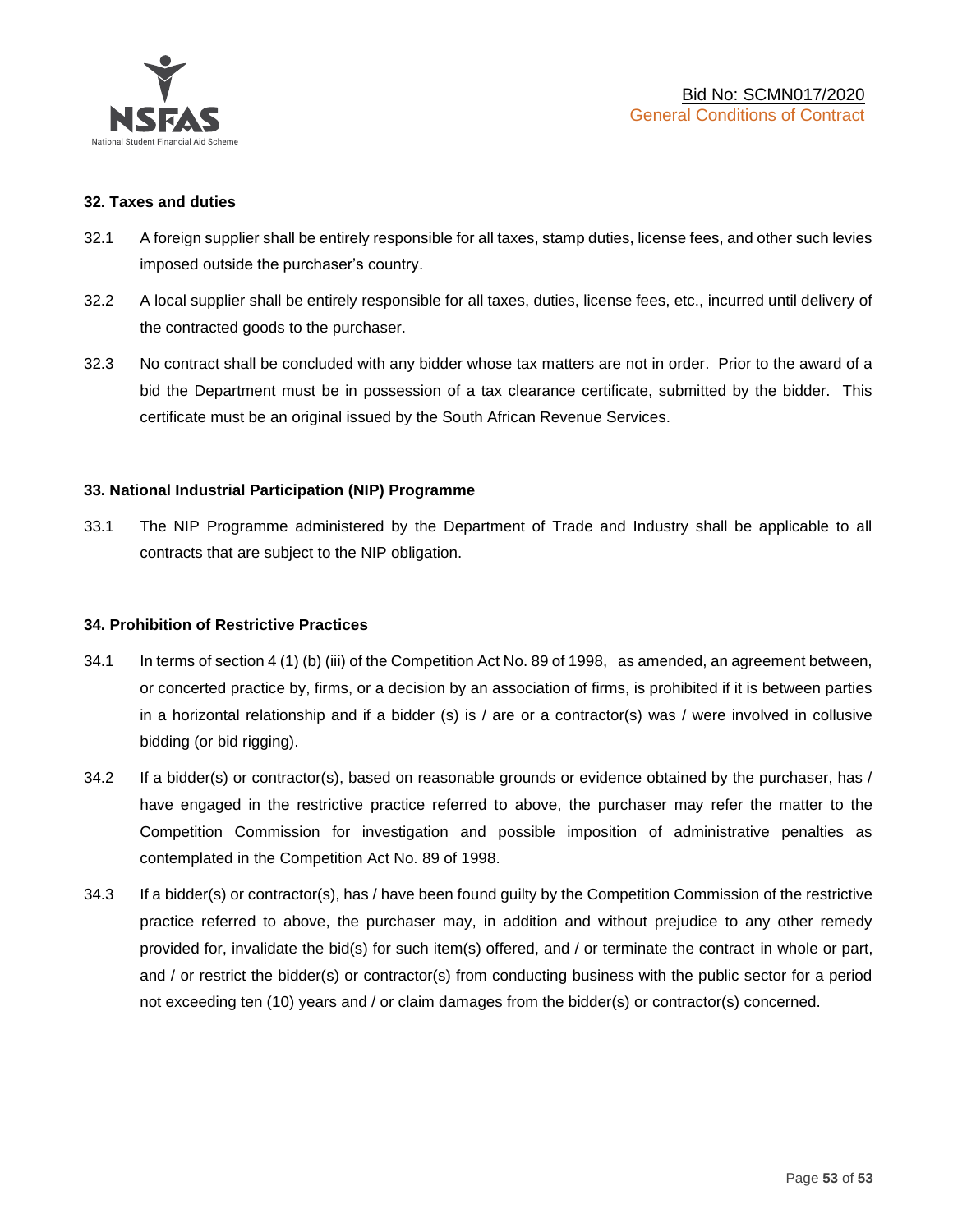**32. Taxes and duties**

32.1 A foreign supplier shall be entirely responsible for all taxes, stamp duties, license fees, and other such levies imposed outside the purchaser's country.

32.2 A local supplier shall be entirely responsible for all taxes, duties, license fees, etc., incurred until delivery of the contracted goods to the purchaser.

32.3 No contract shall be concluded with any bidder whose tax matters are not in order. Prior to the award of a bid the Department must be in possession of a tax clearance certificate, submitted by the bidder. This certificate must be an original issued by the South African Revenue Services.

**33. National Industrial Participation (NIP) Programme**

33.1 The NIP Programme administered by the Department of Trade and Industry shall be applicable to all contracts that are subject to the NIP obligation.

**34. Prohibition of Restrictive Practices**

34.1 In terms of section 4 (1) (b) (iii) of the Competition Act No. 89 of 1998, as amended, an agreement between, or concerted practice by, firms, or a decision by an association of firms, is prohibited if it is between parties in a horizontal relationship and if a bidder (s) is / are or a contractor(s) was / were involved in collusive bidding (or bid rigging).

34.2 If a bidder(s) or contractor(s), based on reasonable grounds or evidence obtained by the purchaser, has / have engaged in the restrictive practice referred to above, the purchaser may refer the matter to the Competition Commission for investigation and possible imposition of administrative penalties as contemplated in the Competition Act No. 89 of 1998.

34.3 If a bidder(s) or contractor(s), has / have been found guilty by the Competition Commission of the restrictive practice referred to above, the purchaser may, in addition and without prejudice to any other remedy provided for, invalidate the bid(s) for such item(s) offered, and / or terminate the contract in whole or part, and / or restrict the bidder(s) or contractor(s) from conducting business with the public sector for a period not exceeding ten (10) years and / or claim damages from the bidder(s) or contractor(s) concerned.